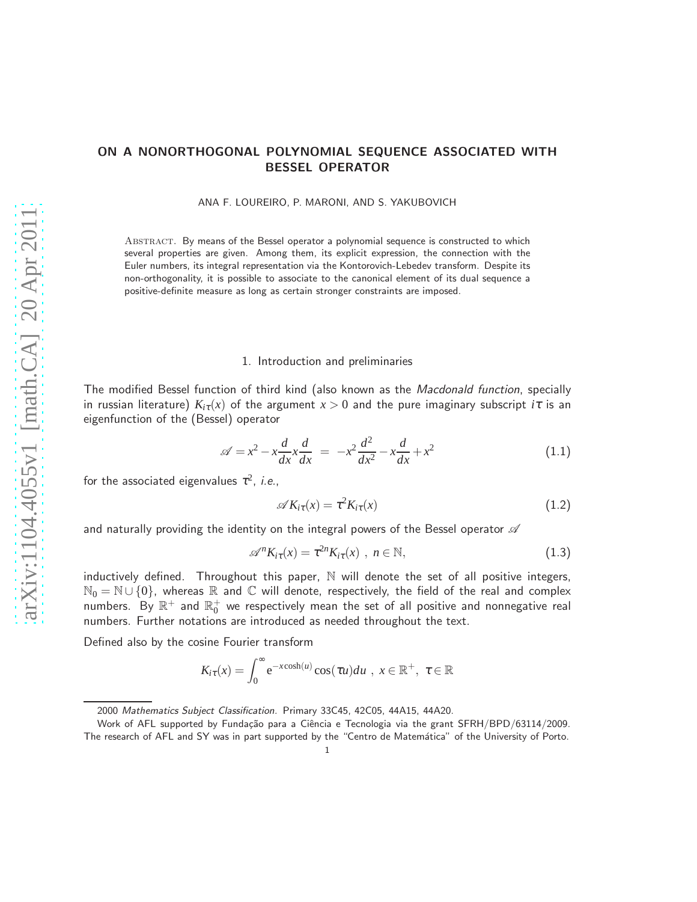# ON A NONORTHOGONAL POLYNOMIAL SEQUENCE ASSOCIATED WITH BESSEL OPERATOR

ANA F. LOUREIRO, P. MARONI, AND S. YAKUBOVICH

ABSTRACT. By means of the Bessel operator a polynomial sequence is constructed to which several properties are given. Among them, its explicit expression, the connection with the Euler numbers, its integral representation via the Kontorovich-Lebedev transform. Despite its non-orthogonality, it is possible to associate to the canonical element of its dual sequence a positive-definite measure as long as certain stronger constraints are imposed.

## 1. Introduction and preliminaries

The modified Bessel function of third kind (also known as the *Macdonald function*, specially in russian literature) $K_{i\tau}(x)$ of the argument $x > 0$ and the pure imaginary subscript $i\tau$ is an eigenfunction of the (Bessel) operator

$$\mathscr{A} = x^2 - x\frac{d}{dx}x\frac{d}{dx} \;=\; -x^2\frac{d^2}{dx^2} - x\frac{d}{dx} + x^2 \tag{1.1}$$

for the associated eigenvalues $\tau^2$, *i.e.*,

$$\mathscr{A}K_{i\tau}(x) = \tau^2 K_{i\tau}(x) \tag{1.2}$$

and naturally providing the identity on the integral powers of the Bessel operator $\mathscr{A}$

$$\mathscr{A}^n K_{i\tau}(x) = \tau^{2n} K_{i\tau}(x)\ ,\ n \in \mathbb{N}, \tag{1.3}$$

inductively defined. Throughout this paper, $\mathbb{N}$ will denote the set of all positive integers, $\mathbb{N}_0 = \mathbb{N} \cup \{0\}$, whereas $\mathbb{R}$ and $\mathbb{C}$ will denote, respectively, the field of the real and complex numbers. By $\mathbb{R}^+$ and $\mathbb{R}_0^+$ we respectively mean the set of all positive and nonnegative real numbers. Further notations are introduced as needed throughout the text.

Defined also by the cosine Fourier transform

$$K_{i\tau}(x) = \int_0^\infty \mathrm{e}^{-x\cosh(u)}\cos(\tau u)du\ ,\ x \in \mathbb{R}^+,\ \tau \in \mathbb{R}$$

---

2000 *Mathematics Subject Classification*. Primary 33C45, 42C05, 44A15, 44A20.

Work of AFL supported by Fundação para a Ciência e Tecnologia via the grant SFRH/BPD/63114/2009. The research of AFL and SY was in part supported by the "Centro de Matemática" of the University of Porto.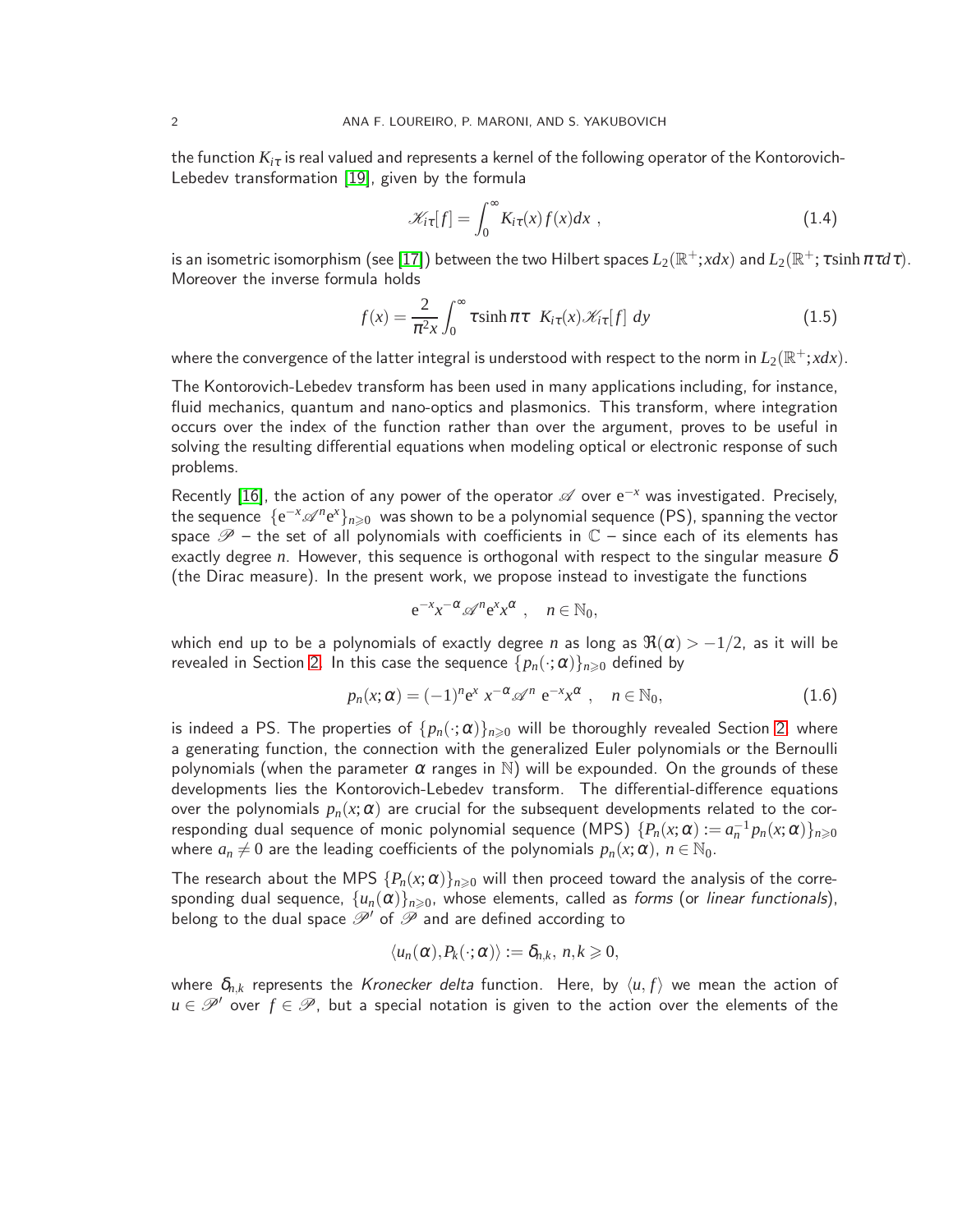the function $K_{i\tau}$ is real valued and represents a kernel of the following operator of the Kontorovich-Lebedev transformation [19], given by the formula

$$\mathscr{K}_{i\tau}[f] = \int_0^\infty K_{i\tau}(x) f(x) dx \ , \tag{1.4}$$

is an isometric isomorphism (see [17]) between the two Hilbert spaces $L_2(\mathbb{R}^+; xdx)$ and $L_2(\mathbb{R}^+; \tau \sinh \pi\tau d\tau)$. Moreover the inverse formula holds

$$f(x) = \frac{2}{\pi^2 x} \int_0^\infty \tau \sinh \pi\tau \ \ K_{i\tau}(x) \mathscr{K}_{i\tau}[f] \ dy \tag{1.5}$$

where the convergence of the latter integral is understood with respect to the norm in $L_2(\mathbb{R}^+; xdx)$.

The Kontorovich-Lebedev transform has been used in many applications including, for instance, fluid mechanics, quantum and nano-optics and plasmonics. This transform, where integration occurs over the index of the function rather than over the argument, proves to be useful in solving the resulting differential equations when modeling optical or electronic response of such problems.

Recently [16], the action of any power of the operator $\mathscr{A}$ over $\mathrm{e}^{-x}$ was investigated. Precisely, the sequence $\{\mathrm{e}^{-x} \mathscr{A}^n \mathrm{e}^x\}_{n \geqslant 0}$ was shown to be a polynomial sequence (PS), spanning the vector space $\mathscr{P}$ – the set of all polynomials with coefficients in $\mathbb{C}$ – since each of its elements has exactly degree $n$. However, this sequence is orthogonal with respect to the singular measure $\delta$ (the Dirac measure). In the present work, we propose instead to investigate the functions

$$\mathrm{e}^{-x} x^{-\alpha} \mathscr{A}^n \mathrm{e}^x x^\alpha \ , \quad n \in \mathbb{N}_0,$$

which end up to be a polynomials of exactly degree $n$ as long as $\Re(\alpha) > -1/2$, as it will be revealed in Section 2. In this case the sequence $\{p_n(\cdot;\alpha)\}_{n \geqslant 0}$ defined by

$$p_n(x;\alpha) = (-1)^n \mathrm{e}^x \ x^{-\alpha} \mathscr{A}^n \ \mathrm{e}^{-x} x^\alpha \ , \quad n \in \mathbb{N}_0, \tag{1.6}$$

is indeed a PS. The properties of $\{p_n(\cdot;\alpha)\}_{n \geqslant 0}$ will be thoroughly revealed Section 2, where a generating function, the connection with the generalized Euler polynomials or the Bernoulli polynomials (when the parameter $\alpha$ ranges in $\mathbb{N}$) will be expounded. On the grounds of these developments lies the Kontorovich-Lebedev transform. The differential-difference equations over the polynomials $p_n(x;\alpha)$ are crucial for the subsequent developments related to the corresponding dual sequence of monic polynomial sequence (MPS) $\{P_n(x;\alpha) := a_n^{-1} p_n(x;\alpha)\}_{n \geqslant 0}$ where $a_n \neq 0$ are the leading coefficients of the polynomials $p_n(x;\alpha)$, $n \in \mathbb{N}_0$.

The research about the MPS $\{P_n(x;\alpha)\}_{n \geqslant 0}$ will then proceed toward the analysis of the corresponding dual sequence, $\{u_n(\alpha)\}_{n \geqslant 0}$, whose elements, called as *forms* (or *linear functionals*), belong to the dual space $\mathscr{P}'$ of $\mathscr{P}$ and are defined according to

$$\langle u_n(\alpha), P_k(\cdot;\alpha) \rangle := \delta_{n,k}, \ n,k \geqslant 0,$$

where $\delta_{n,k}$ represents the *Kronecker delta* function. Here, by $\langle u, f \rangle$ we mean the action of $u \in \mathscr{P}'$ over $f \in \mathscr{P}$, but a special notation is given to the action over the elements of the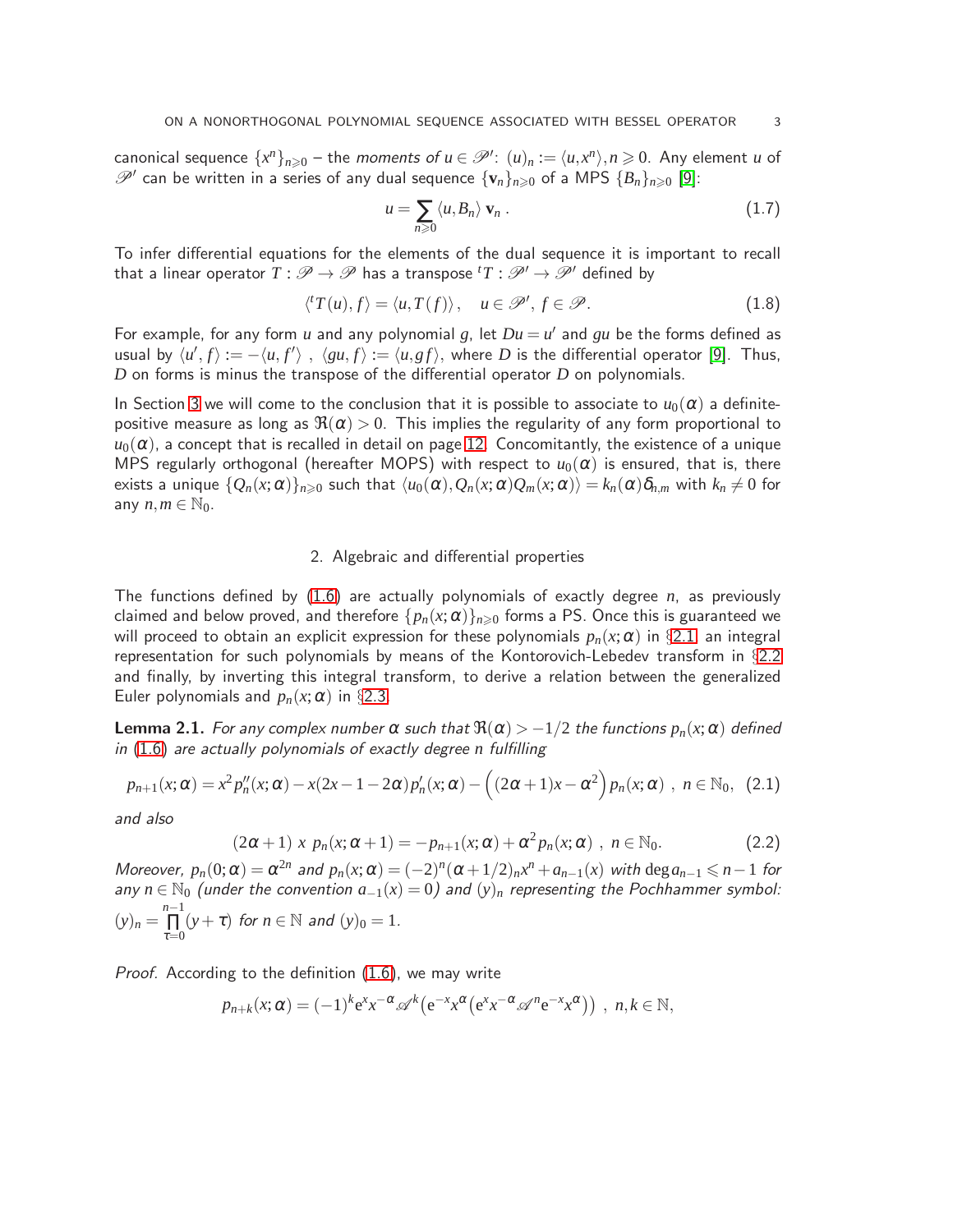canonical sequence $\{x^n\}_{n\geqslant 0}$ – the *moments of* $u \in \mathscr{P}'$: $(u)_n := \langle u, x^n \rangle, n \geqslant 0$. Any element $u$ of $\mathscr{P}'$ can be written in a series of any dual sequence $\{\mathbf{v}_n\}_{n\geqslant 0}$ of a MPS $\{B_n\}_{n\geqslant 0}$ [9]:

$$u = \sum_{n\geqslant 0} \langle u, B_n \rangle \, \mathbf{v}_n \, . \tag{1.7}$$

To infer differential equations for the elements of the dual sequence it is important to recall that a linear operator $T : \mathscr{P} \to \mathscr{P}$ has a transpose ${}^tT : \mathscr{P}' \to \mathscr{P}'$ defined by

$$\langle {}^tT(u), f \rangle = \langle u, T(f) \rangle, \quad u \in \mathscr{P}', \, f \in \mathscr{P}. \tag{1.8}$$

For example, for any form $u$ and any polynomial $g$, let $Du = u'$ and $gu$ be the forms defined as usual by $\langle u', f \rangle := -\langle u, f' \rangle$ , $\langle gu, f \rangle := \langle u, gf \rangle$, where $D$ is the differential operator [9]. Thus, $D$ on forms is minus the transpose of the differential operator $D$ on polynomials.

In Section 3 we will come to the conclusion that it is possible to associate to $u_0(\alpha)$ a definite-positive measure as long as $\Re(\alpha) > 0$. This implies the regularity of any form proportional to $u_0(\alpha)$, a concept that is recalled in detail on page 12. Concomitantly, the existence of a unique MPS regularly orthogonal (hereafter MOPS) with respect to $u_0(\alpha)$ is ensured, that is, there exists a unique $\{Q_n(x;\alpha)\}_{n\geqslant 0}$ such that $\langle u_0(\alpha), Q_n(x;\alpha) Q_m(x;\alpha) \rangle = k_n(\alpha)\delta_{n,m}$ with $k_n \neq 0$ for any $n, m \in \mathbb{N}_0$.

## 2. Algebraic and differential properties

The functions defined by (1.6) are actually polynomials of exactly degree $n$, as previously claimed and below proved, and therefore $\{p_n(x;\alpha)\}_{n\geqslant 0}$ forms a PS. Once this is guaranteed we will proceed to obtain an explicit expression for these polynomials $p_n(x;\alpha)$ in §2.1, an integral representation for such polynomials by means of the Kontorovich-Lebedev transform in §2.2 and finally, by inverting this integral transform, to derive a relation between the generalized Euler polynomials and $p_n(x;\alpha)$ in §2.3.

**Lemma 2.1.** *For any complex number $\alpha$ such that $\Re(\alpha) > -1/2$ the functions $p_n(x;\alpha)$ defined in (1.6) are actually polynomials of exactly degree $n$ fulfilling*

$$p_{n+1}(x;\alpha) = x^2 p_n''(x;\alpha) - x(2x-1-2\alpha)p_n'(x;\alpha) - \Big((2\alpha+1)x - \alpha^2\Big) p_n(x;\alpha) \ , \ n \in \mathbb{N}_0, \tag{2.1}$$

*and also*

$$(2\alpha+1) \ x \ p_n(x;\alpha+1) = -p_{n+1}(x;\alpha) + \alpha^2 p_n(x;\alpha) \ , \ n \in \mathbb{N}_0. \tag{2.2}$$

*Moreover, $p_n(0;\alpha) = \alpha^{2n}$ and $p_n(x;\alpha) = (-2)^n(\alpha+1/2)_n x^n + a_{n-1}(x)$ with $\deg a_{n-1} \leqslant n-1$ for any $n \in \mathbb{N}_0$ (under the convention $a_{-1}(x) = 0$) and $(y)_n$ representing the Pochhammer symbol: $(y)_n = \prod_{\tau=0}^{n-1}(y+\tau)$ for $n \in \mathbb{N}$ and $(y)_0 = 1$.*

*Proof.* According to the definition (1.6), we may write

$$p_{n+k}(x;\alpha) = (-1)^k \mathrm{e}^x x^{-\alpha} \mathscr{A}^k \big( \mathrm{e}^{-x} x^{\alpha} \big( \mathrm{e}^x x^{-\alpha} \mathscr{A}^n \mathrm{e}^{-x} x^{\alpha} \big) \big) \ , \ n,k \in \mathbb{N},$$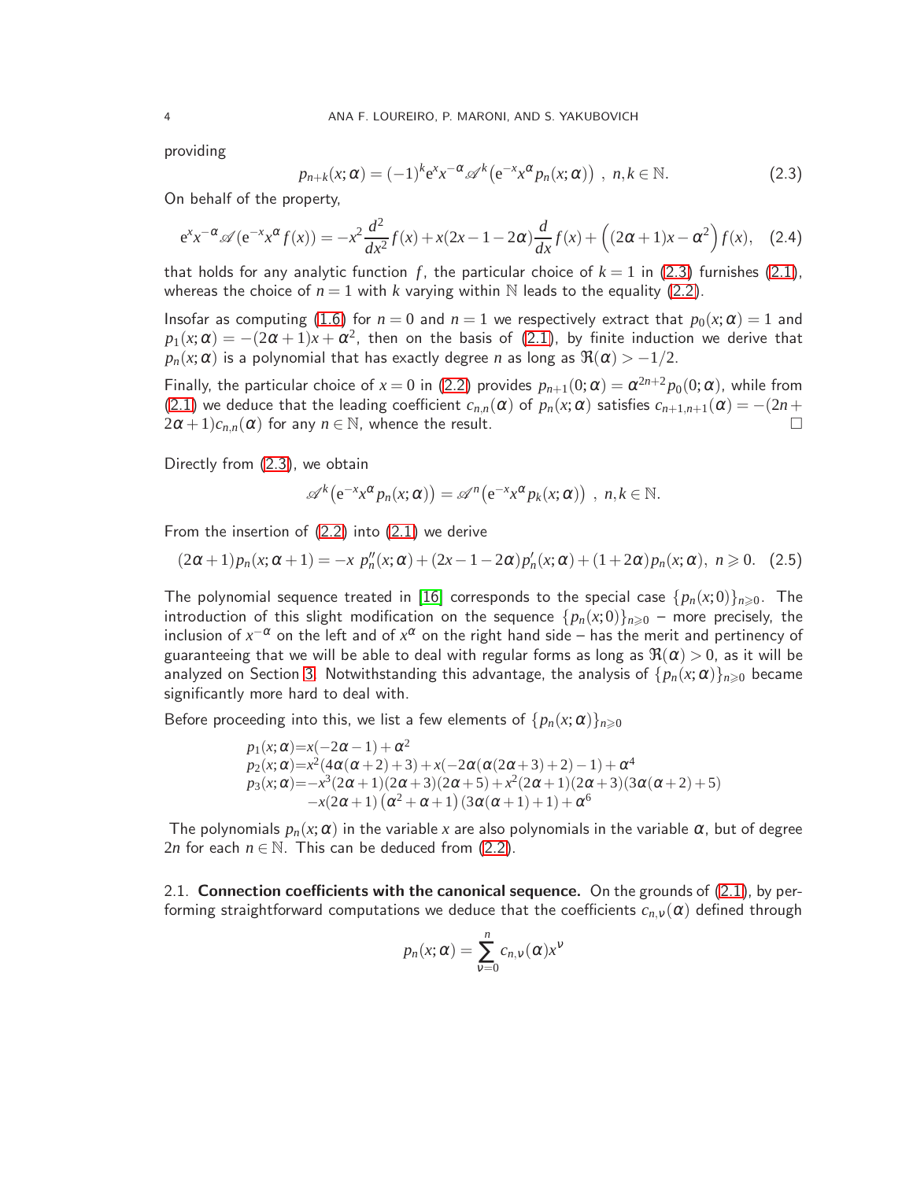providing

$$p_{n+k}(x;\alpha) = (-1)^k \mathrm{e}^x x^{-\alpha} \mathscr{A}^k\big(\mathrm{e}^{-x} x^{\alpha} p_n(x;\alpha)\big) \ ,\ n,k \in \mathbb{N}. \tag{2.3}$$

On behalf of the property,

$$\mathrm{e}^x x^{-\alpha} \mathscr{A}(\mathrm{e}^{-x} x^{\alpha} f(x)) = -x^2 \frac{d^2}{dx^2} f(x) + x(2x-1-2\alpha)\frac{d}{dx} f(x) + \Big((2\alpha+1)x - \alpha^2\Big) f(x), \tag{2.4}$$

that holds for any analytic function $f$, the particular choice of $k=1$ in (2.3) furnishes (2.1), whereas the choice of $n=1$ with $k$ varying within $\mathbb{N}$ leads to the equality (2.2).

Insofar as computing (1.6) for $n=0$ and $n=1$ we respectively extract that $p_0(x;\alpha)=1$ and $p_1(x;\alpha) = -(2\alpha+1)x + \alpha^2$, then on the basis of (2.1), by finite induction we derive that $p_n(x;\alpha)$ is a polynomial that has exactly degree $n$ as long as $\Re(\alpha) > -1/2$.

Finally, the particular choice of $x=0$ in (2.2) provides $p_{n+1}(0;\alpha) = \alpha^{2n+2} p_0(0;\alpha)$, while from (2.1) we deduce that the leading coefficient $c_{n,n}(\alpha)$ of $p_n(x;\alpha)$ satisfies $c_{n+1,n+1}(\alpha) = -(2n+2\alpha+1)c_{n,n}(\alpha)$ for any $n \in \mathbb{N}$, whence the result. □

Directly from (2.3), we obtain

$$\mathscr{A}^k\big(\mathrm{e}^{-x} x^{\alpha} p_n(x;\alpha)\big) = \mathscr{A}^n\big(\mathrm{e}^{-x} x^{\alpha} p_k(x;\alpha)\big) \ ,\ n,k \in \mathbb{N}.$$

From the insertion of (2.2) into (2.1) we derive

$$(2\alpha+1)p_n(x;\alpha+1) = -x\ p_n''(x;\alpha) + (2x-1-2\alpha)p_n'(x;\alpha) + (1+2\alpha)p_n(x;\alpha),\ n \geqslant 0. \tag{2.5}$$

The polynomial sequence treated in [16] corresponds to the special case $\{p_n(x;0)\}_{n\geqslant 0}$. The introduction of this slight modification on the sequence $\{p_n(x;0)\}_{n\geqslant 0}$ – more precisely, the inclusion of $x^{-\alpha}$ on the left and of $x^{\alpha}$ on the right hand side – has the merit and pertinency of guaranteeing that we will be able to deal with regular forms as long as $\Re(\alpha) > 0$, as it will be analyzed on Section 3. Notwithstanding this advantage, the analysis of $\{p_n(x;\alpha)\}_{n\geqslant 0}$ became significantly more hard to deal with.

Before proceeding into this, we list a few elements of $\{p_n(x;\alpha)\}_{n\geqslant 0}$

$$\begin{aligned}
p_1(x;\alpha) &= x(-2\alpha-1) + \alpha^2 \\
p_2(x;\alpha) &= x^2(4\alpha(\alpha+2)+3) + x(-2\alpha(\alpha(2\alpha+3)+2)-1) + \alpha^4 \\
p_3(x;\alpha) &= -x^3(2\alpha+1)(2\alpha+3)(2\alpha+5) + x^2(2\alpha+1)(2\alpha+3)(3\alpha(\alpha+2)+5) \\
&\quad -x(2\alpha+1)\left(\alpha^2+\alpha+1\right)(3\alpha(\alpha+1)+1) + \alpha^6
\end{aligned}$$

The polynomials $p_n(x;\alpha)$ in the variable $x$ are also polynomials in the variable $\alpha$, but of degree $2n$ for each $n \in \mathbb{N}$. This can be deduced from (2.2).

2.1. **Connection coefficients with the canonical sequence.** On the grounds of (2.1), by performing straightforward computations we deduce that the coefficients $c_{n,\nu}(\alpha)$ defined through

$$p_n(x;\alpha) = \sum_{\nu=0}^{n} c_{n,\nu}(\alpha) x^{\nu}$$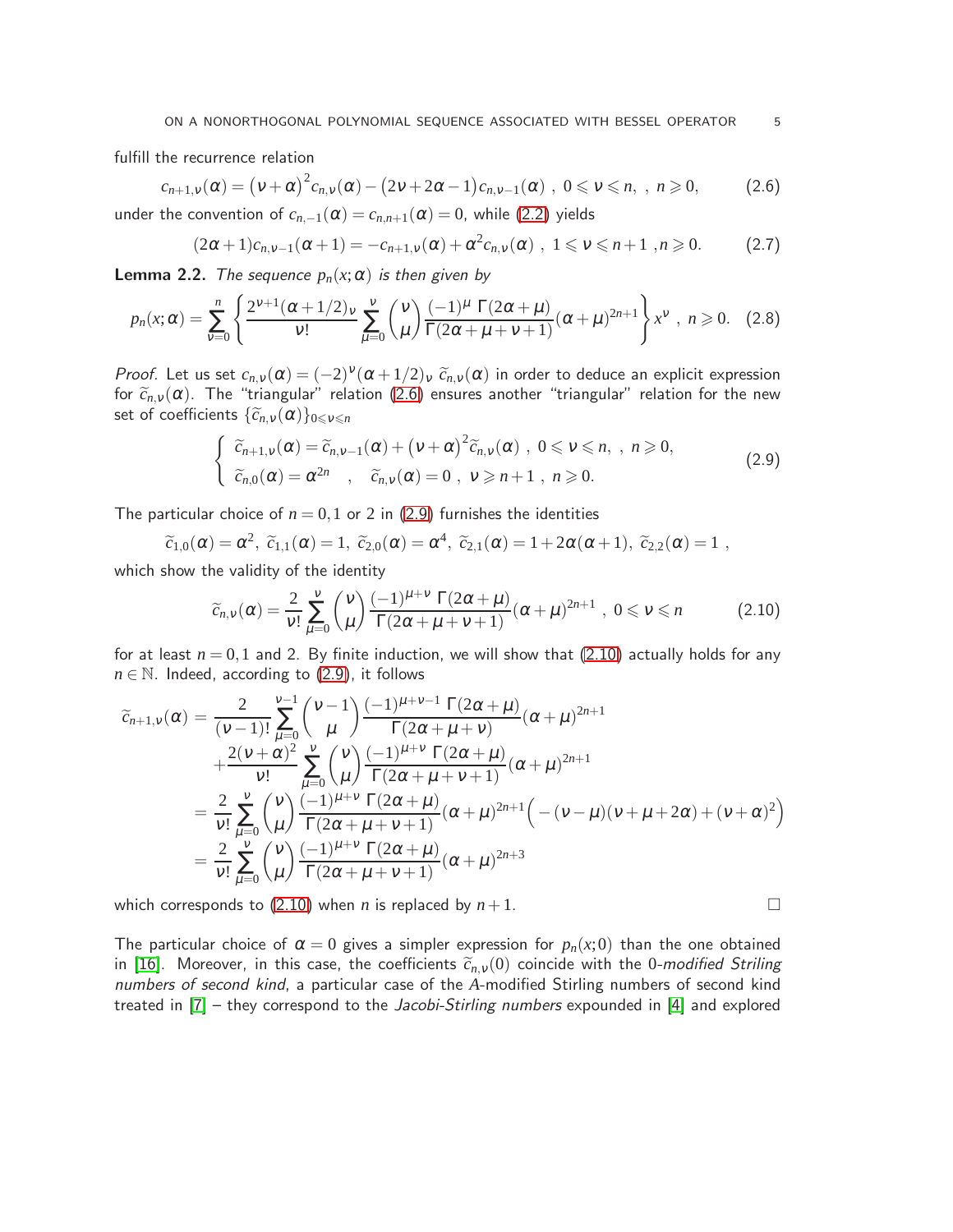fulfill the recurrence relation

$$c_{n+1,\nu}(\alpha) = \big(\nu+\alpha\big)^2 c_{n,\nu}(\alpha) - \big(2\nu+2\alpha-1\big)c_{n,\nu-1}(\alpha)\ ,\ 0\leqslant \nu \leqslant n,\ ,\ n\geqslant 0, \tag{2.6}$$

under the convention of $c_{n,-1}(\alpha) = c_{n,n+1}(\alpha) = 0$, while (2.2) yields

$$(2\alpha+1)c_{n,\nu-1}(\alpha+1) = -c_{n+1,\nu}(\alpha) + \alpha^2 c_{n,\nu}(\alpha)\ ,\ 1\leqslant \nu\leqslant n+1\ , n\geqslant 0. \tag{2.7}$$

**Lemma 2.2.** *The sequence $p_n(x;\alpha)$ is then given by*

$$p_n(x;\alpha) = \sum_{\nu=0}^{n}\left\{\frac{2^{\nu+1}(\alpha+1/2)_\nu}{\nu!}\sum_{\mu=0}^{\nu}\binom{\nu}{\mu}\frac{(-1)^\mu\ \Gamma(2\alpha+\mu)}{\Gamma(2\alpha+\mu+\nu+1)}(\alpha+\mu)^{2n+1}\right\}x^\nu\ ,\ n\geqslant 0. \tag{2.8}$$

*Proof.* Let us set $c_{n,\nu}(\alpha) = (-2)^\nu(\alpha+1/2)_\nu\ \widetilde{c}_{n,\nu}(\alpha)$ in order to deduce an explicit expression for $\widetilde{c}_{n,\nu}(\alpha)$. The "triangular" relation (2.6) ensures another "triangular" relation for the new set of coefficients $\{\widetilde{c}_{n,\nu}(\alpha)\}_{0\leqslant\nu\leqslant n}$

$$\left\{\begin{array}{l} \widetilde{c}_{n+1,\nu}(\alpha) = \widetilde{c}_{n,\nu-1}(\alpha) + \big(\nu+\alpha\big)^2\widetilde{c}_{n,\nu}(\alpha)\ ,\ 0\leqslant\nu\leqslant n,\ ,\ n\geqslant 0,\\ \widetilde{c}_{n,0}(\alpha) = \alpha^{2n} \quad,\quad \widetilde{c}_{n,\nu}(\alpha) = 0\ ,\ \nu\geqslant n+1\ ,\ n\geqslant 0.\end{array}\right. \tag{2.9}$$

The particular choice of $n = 0, 1$ or $2$ in (2.9) furnishes the identities

$$\widetilde{c}_{1,0}(\alpha) = \alpha^2,\ \widetilde{c}_{1,1}(\alpha) = 1,\ \widetilde{c}_{2,0}(\alpha) = \alpha^4,\ \widetilde{c}_{2,1}(\alpha) = 1+2\alpha(\alpha+1),\ \widetilde{c}_{2,2}(\alpha) = 1\ ,$$

which show the validity of the identity

$$\widetilde{c}_{n,\nu}(\alpha) = \frac{2}{\nu!}\sum_{\mu=0}^{\nu}\binom{\nu}{\mu}\frac{(-1)^{\mu+\nu}\ \Gamma(2\alpha+\mu)}{\Gamma(2\alpha+\mu+\nu+1)}(\alpha+\mu)^{2n+1}\ ,\ 0\leqslant\nu\leqslant n \tag{2.10}$$

for at least $n = 0, 1$ and $2$. By finite induction, we will show that (2.10) actually holds for any $n\in\mathbb{N}$. Indeed, according to (2.9), it follows

$$\begin{aligned}
\widetilde{c}_{n+1,\nu}(\alpha) &= \frac{2}{(\nu-1)!}\sum_{\mu=0}^{\nu-1}\binom{\nu-1}{\mu}\frac{(-1)^{\mu+\nu-1}\ \Gamma(2\alpha+\mu)}{\Gamma(2\alpha+\mu+\nu)}(\alpha+\mu)^{2n+1}\\
&\quad+\frac{2(\nu+\alpha)^2}{\nu!}\sum_{\mu=0}^{\nu}\binom{\nu}{\mu}\frac{(-1)^{\mu+\nu}\ \Gamma(2\alpha+\mu)}{\Gamma(2\alpha+\mu+\nu+1)}(\alpha+\mu)^{2n+1}\\
&= \frac{2}{\nu!}\sum_{\mu=0}^{\nu}\binom{\nu}{\mu}\frac{(-1)^{\mu+\nu}\ \Gamma(2\alpha+\mu)}{\Gamma(2\alpha+\mu+\nu+1)}(\alpha+\mu)^{2n+1}\Big(-(\nu-\mu)(\nu+\mu+2\alpha)+(\nu+\alpha)^2\Big)\\
&= \frac{2}{\nu!}\sum_{\mu=0}^{\nu}\binom{\nu}{\mu}\frac{(-1)^{\mu+\nu}\ \Gamma(2\alpha+\mu)}{\Gamma(2\alpha+\mu+\nu+1)}(\alpha+\mu)^{2n+3}
\end{aligned}$$

which corresponds to (2.10) when $n$ is replaced by $n+1$. $\square$

The particular choice of $\alpha = 0$ gives a simpler expression for $p_n(x;0)$ than the one obtained in [16]. Moreover, in this case, the coefficients $\widetilde{c}_{n,\nu}(0)$ coincide with the 0-*modified Striling numbers of second kind*, a particular case of the $A$-modified Stirling numbers of second kind treated in [7] – they correspond to the *Jacobi-Stirling numbers* expounded in [4] and explored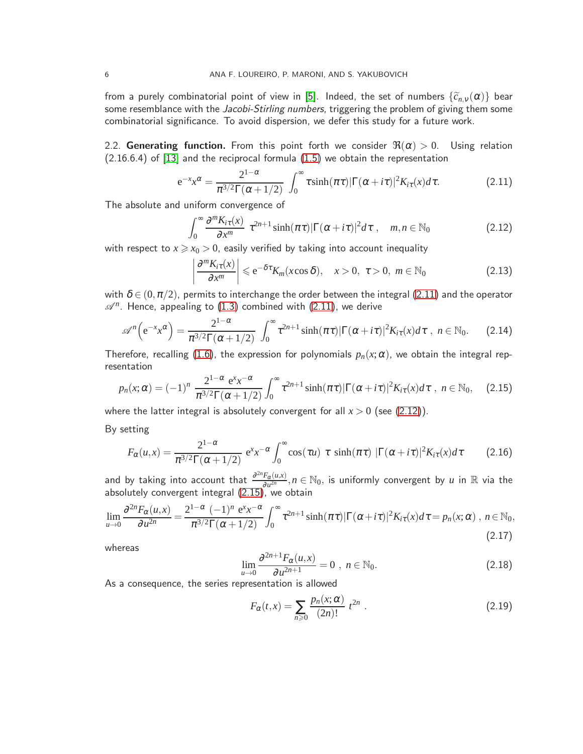from a purely combinatorial point of view in [5]. Indeed, the set of numbers $\{\widetilde{c}_{n,\nu}(\alpha)\}$ bear some resemblance with the *Jacobi-Stirling numbers*, triggering the problem of giving them some combinatorial significance. To avoid dispersion, we defer this study for a future work.

## 2.2. Generating function.

From this point forth we consider $\Re(\alpha) > 0$. Using relation (2.16.6.4) of [13] and the reciprocal formula (1.5) we obtain the representation

$$\mathrm{e}^{-x}x^{\alpha} = \frac{2^{1-\alpha}}{\pi^{3/2}\Gamma(\alpha+1/2)} \int_0^{\infty} \tau \sinh(\pi\tau)|\Gamma(\alpha+i\tau)|^2 K_{i\tau}(x)d\tau. \tag{2.11}$$

The absolute and uniform convergence of

$$\int_0^{\infty} \frac{\partial^m K_{i\tau}(x)}{\partial x^m} \ \tau^{2n+1}\sinh(\pi\tau)|\Gamma(\alpha+i\tau)|^2 d\tau\ , \quad m,n\in\mathbb{N}_0 \tag{2.12}$$

with respect to $x \geqslant x_0 > 0$, easily verified by taking into account inequality

$$\left|\frac{\partial^m K_{i\tau}(x)}{\partial x^m}\right| \leqslant \mathrm{e}^{-\delta\tau}K_m(x\cos\delta), \quad x>0,\ \tau>0,\ m\in\mathbb{N}_0 \tag{2.13}$$

with $\delta \in (0,\pi/2)$, permits to interchange the order between the integral (2.11) and the operator $\mathscr{A}^n$. Hence, appealing to (1.3) combined with (2.11), we derive

$$\mathscr{A}^n\Big(\mathrm{e}^{-x}x^{\alpha}\Big) = \frac{2^{1-\alpha}}{\pi^{3/2}\Gamma(\alpha+1/2)} \int_0^{\infty} \tau^{2n+1}\sinh(\pi\tau)|\Gamma(\alpha+i\tau)|^2 K_{i\tau}(x)d\tau\ ,\ n\in\mathbb{N}_0. \tag{2.14}$$

Therefore, recalling (1.6), the expression for polynomials $p_n(x;\alpha)$, we obtain the integral representation

$$p_n(x;\alpha) = (-1)^n\ \frac{2^{1-\alpha}\ \mathrm{e}^{x}x^{-\alpha}}{\pi^{3/2}\Gamma(\alpha+1/2)} \int_0^{\infty} \tau^{2n+1}\sinh(\pi\tau)|\Gamma(\alpha+i\tau)|^2 K_{i\tau}(x)d\tau\ ,\ n\in\mathbb{N}_0, \tag{2.15}$$

where the latter integral is absolutely convergent for all $x>0$ (see (2.12)).

By setting

$$F_{\alpha}(u,x) = \frac{2^{1-\alpha}}{\pi^{3/2}\Gamma(\alpha+1/2)}\ \mathrm{e}^{x}x^{-\alpha}\int_0^{\infty}\cos(\tau u)\ \tau\ \sinh(\pi\tau)\ |\Gamma(\alpha+i\tau)|^2 K_{i\tau}(x)d\tau \tag{2.16}$$

and by taking into account that $\frac{\partial^{2n}F_{\alpha}(u,x)}{\partial u^{2n}}, n\in\mathbb{N}_0$, is uniformly convergent by $u$ in $\mathbb{R}$ via the absolutely convergent integral (2.15), we obtain

$$\lim_{u\to 0}\frac{\partial^{2n}F_{\alpha}(u,x)}{\partial u^{2n}} = \frac{2^{1-\alpha}\ (-1)^n\ \mathrm{e}^{x}x^{-\alpha}}{\pi^{3/2}\Gamma(\alpha+1/2)}\int_0^{\infty}\tau^{2n+1}\sinh(\pi\tau)|\Gamma(\alpha+i\tau)|^2K_{i\tau}(x)d\tau = p_n(x;\alpha)\ ,\ n\in\mathbb{N}_0, \tag{2.17}$$

whereas

$$\lim_{u\to 0}\frac{\partial^{2n+1}F_{\alpha}(u,x)}{\partial u^{2n+1}} = 0\ ,\ n\in\mathbb{N}_0. \tag{2.18}$$

As a consequence, the series representation is allowed

$$F_{\alpha}(t,x) = \sum_{n\geqslant 0}\frac{p_n(x;\alpha)}{(2n)!}\ t^{2n}\ . \tag{2.19}$$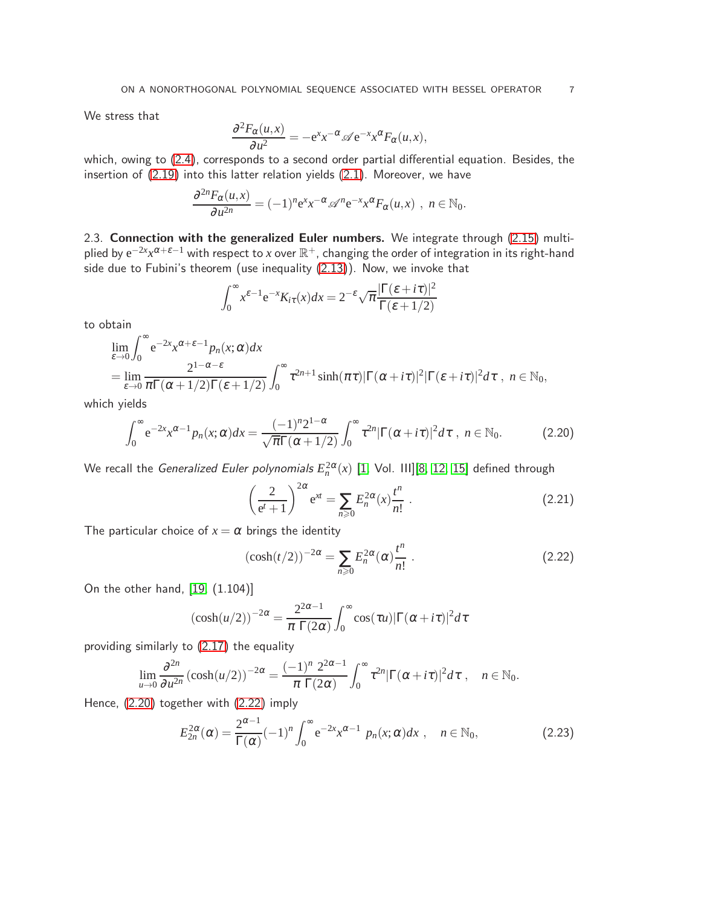We stress that

$$\frac{\partial^2 F_\alpha(u,x)}{\partial u^2} = -\mathrm{e}^x x^{-\alpha} \mathscr{A} \mathrm{e}^{-x} x^\alpha F_\alpha(u,x),$$

which, owing to (2.4), corresponds to a second order partial differential equation. Besides, the insertion of (2.19) into this latter relation yields (2.1). Moreover, we have

$$\frac{\partial^{2n} F_\alpha(u,x)}{\partial u^{2n}} = (-1)^n \mathrm{e}^x x^{-\alpha} \mathscr{A}^n \mathrm{e}^{-x} x^\alpha F_\alpha(u,x) \ , \ n \in \mathbb{N}_0.$$

2.3. **Connection with the generalized Euler numbers.** We integrate through (2.15) multiplied by $\mathrm{e}^{-2x} x^{\alpha+\varepsilon-1}$ with respect to $x$ over $\mathbb{R}^+$, changing the order of integration in its right-hand side due to Fubini's theorem (use inequality (2.13)). Now, we invoke that

$$\int_0^\infty x^{\varepsilon-1} \mathrm{e}^{-x} K_{i\tau}(x) dx = 2^{-\varepsilon} \sqrt{\pi} \frac{|\Gamma(\varepsilon+i\tau)|^2}{\Gamma(\varepsilon+1/2)}$$

to obtain

$$\begin{aligned}
&\lim_{\varepsilon\to 0} \int_0^\infty \mathrm{e}^{-2x} x^{\alpha+\varepsilon-1} p_n(x;\alpha) dx \\
&= \lim_{\varepsilon\to 0} \frac{2^{1-\alpha-\varepsilon}}{\pi\Gamma(\alpha+1/2)\Gamma(\varepsilon+1/2)} \int_0^\infty \tau^{2n+1} \sinh(\pi\tau) |\Gamma(\alpha+i\tau)|^2 |\Gamma(\varepsilon+i\tau)|^2 d\tau \ , \ n \in \mathbb{N}_0,
\end{aligned}$$

which yields

$$\int_0^\infty \mathrm{e}^{-2x} x^{\alpha-1} p_n(x;\alpha) dx = \frac{(-1)^n 2^{1-\alpha}}{\sqrt{\pi}\Gamma(\alpha+1/2)} \int_0^\infty \tau^{2n} |\Gamma(\alpha+i\tau)|^2 d\tau \ , \ n \in \mathbb{N}_0. \tag{2.20}$$

We recall the *Generalized Euler polynomials* $E_n^{2\alpha}(x)$ [1, Vol. III][8, 12, 15] defined through

$$\left(\frac{2}{\mathrm{e}^t+1}\right)^{2\alpha} \mathrm{e}^{xt} = \sum_{n\geqslant 0} E_n^{2\alpha}(x) \frac{t^n}{n!} \ . \tag{2.21}$$

The particular choice of $x = \alpha$ brings the identity

$$(\cosh(t/2))^{-2\alpha} = \sum_{n\geqslant 0} E_n^{2\alpha}(\alpha) \frac{t^n}{n!} \ . \tag{2.22}$$

On the other hand, [19, (1.104)]

$$(\cosh(u/2))^{-2\alpha} = \frac{2^{2\alpha-1}}{\pi\ \Gamma(2\alpha)} \int_0^\infty \cos(\tau u) |\Gamma(\alpha+i\tau)|^2 d\tau$$

providing similarly to (2.17) the equality

$$\lim_{u\to 0} \frac{\partial^{2n}}{\partial u^{2n}} (\cosh(u/2))^{-2\alpha} = \frac{(-1)^n\ 2^{2\alpha-1}}{\pi\ \Gamma(2\alpha)} \int_0^\infty \tau^{2n} |\Gamma(\alpha+i\tau)|^2 d\tau \ , \quad n \in \mathbb{N}_0.$$

Hence, (2.20) together with (2.22) imply

$$E_{2n}^{2\alpha}(\alpha) = \frac{2^{\alpha-1}}{\Gamma(\alpha)} (-1)^n \int_0^\infty \mathrm{e}^{-2x} x^{\alpha-1}\ p_n(x;\alpha) dx \ , \quad n \in \mathbb{N}_0, \tag{2.23}$$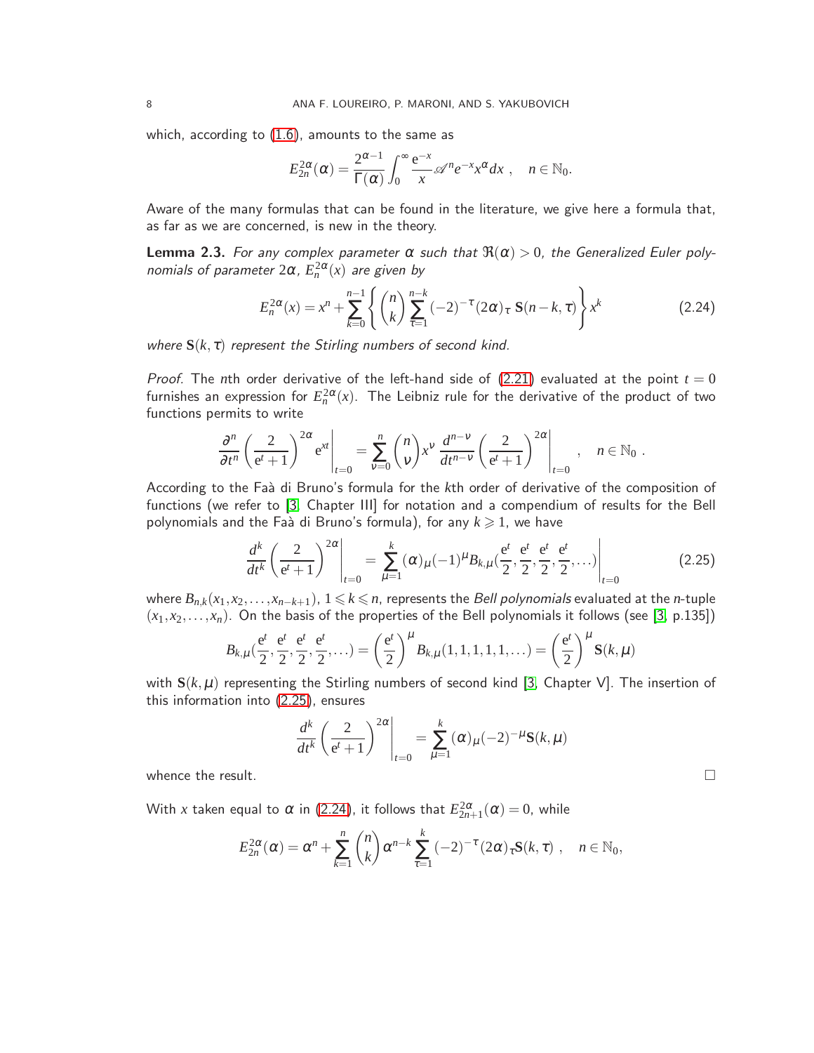which, according to (1.6), amounts to the same as

$$E_{2n}^{2\alpha}(\alpha) = \frac{2^{\alpha-1}}{\Gamma(\alpha)} \int_0^\infty \frac{e^{-x}}{x} \mathscr{A}^n e^{-x} x^\alpha dx \ , \quad n \in \mathbb{N}_0.$$

Aware of the many formulas that can be found in the literature, we give here a formula that, as far as we are concerned, is new in the theory.

**Lemma 2.3.** *For any complex parameter $\alpha$ such that $\Re(\alpha) > 0$, the Generalized Euler polynomials of parameter $2\alpha$, $E_n^{2\alpha}(x)$ are given by*

$$E_n^{2\alpha}(x) = x^n + \sum_{k=0}^{n-1} \left\{ \binom{n}{k} \sum_{\tau=1}^{n-k} (-2)^{-\tau} (2\alpha)_\tau \, \mathbf{S}(n-k,\tau) \right\} x^k \tag{2.24}$$

*where $\mathbf{S}(k,\tau)$ represent the Stirling numbers of second kind.*

*Proof.* The $n$th order derivative of the left-hand side of (2.21) evaluated at the point $t=0$ furnishes an expression for $E_n^{2\alpha}(x)$. The Leibniz rule for the derivative of the product of two functions permits to write

$$\frac{\partial^n}{\partial t^n} \left( \frac{2}{e^t+1} \right)^{2\alpha} e^{xt} \Bigg|_{t=0} = \sum_{\nu=0}^{n} \binom{n}{\nu} x^\nu \, \frac{d^{n-\nu}}{dt^{n-\nu}} \left( \frac{2}{e^t+1} \right)^{2\alpha} \Bigg|_{t=0} , \quad n \in \mathbb{N}_0 \, .$$

According to the Faà di Bruno's formula for the $k$th order of derivative of the composition of functions (we refer to [3, Chapter III] for notation and a compendium of results for the Bell polynomials and the Faà di Bruno's formula), for any $k \geqslant 1$, we have

$$\frac{d^k}{dt^k} \left( \frac{2}{e^t+1} \right)^{2\alpha} \Bigg|_{t=0} = \sum_{\mu=1}^{k} (\alpha)_\mu (-1)^\mu B_{k,\mu}\left(\frac{e^t}{2}, \frac{e^t}{2}, \frac{e^t}{2}, \frac{e^t}{2}, \ldots\right) \Bigg|_{t=0} \tag{2.25}$$

where $B_{n,k}(x_1, x_2, \ldots, x_{n-k+1})$, $1 \leqslant k \leqslant n$, represents the *Bell polynomials* evaluated at the $n$-tuple $(x_1, x_2, \ldots, x_n)$. On the basis of the properties of the Bell polynomials it follows (see [3, p.135])

$$B_{k,\mu}\left(\frac{e^t}{2}, \frac{e^t}{2}, \frac{e^t}{2}, \frac{e^t}{2}, \ldots\right) = \left( \frac{e^t}{2} \right)^\mu B_{k,\mu}(1,1,1,1,1,\ldots) = \left( \frac{e^t}{2} \right)^\mu \mathbf{S}(k,\mu)$$

with $\mathbf{S}(k,\mu)$ representing the Stirling numbers of second kind [3, Chapter V]. The insertion of this information into (2.25), ensures

$$\frac{d^k}{dt^k} \left( \frac{2}{e^t+1} \right)^{2\alpha} \Bigg|_{t=0} = \sum_{\mu=1}^{k} (\alpha)_\mu (-2)^{-\mu} \mathbf{S}(k,\mu)$$

whence the result. $\square$

With $x$ taken equal to $\alpha$ in (2.24), it follows that $E_{2n+1}^{2\alpha}(\alpha) = 0$, while

$$E_{2n}^{2\alpha}(\alpha) = \alpha^n + \sum_{k=1}^{n} \binom{n}{k} \alpha^{n-k} \sum_{\tau=1}^{k} (-2)^{-\tau} (2\alpha)_\tau \mathbf{S}(k,\tau) \ , \quad n \in \mathbb{N}_0,$$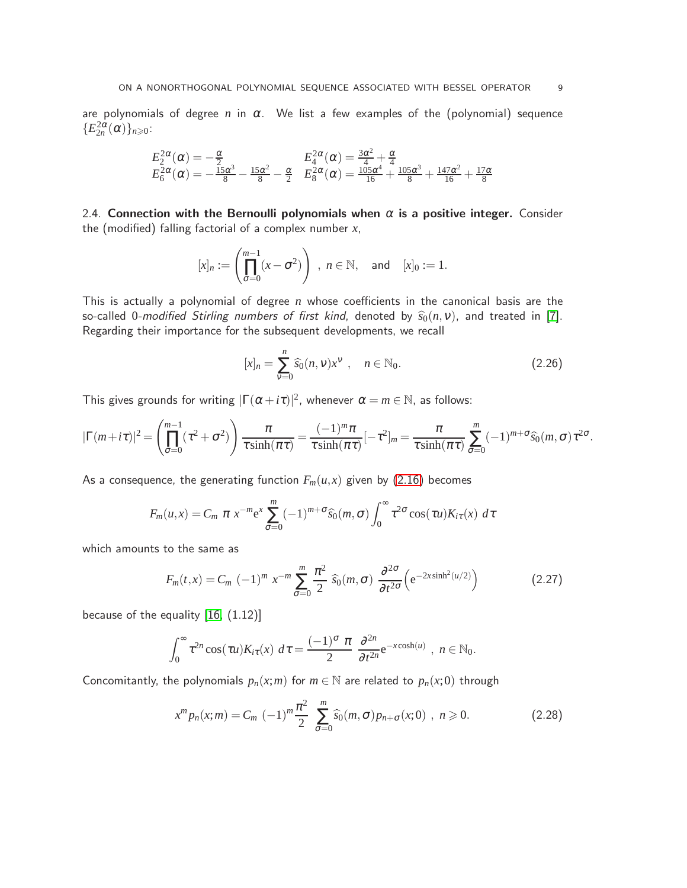are polynomials of degree $n$ in $\alpha$. We list a few examples of the (polynomial) sequence $\{E_{2n}^{2\alpha}(\alpha)\}_{n\geqslant 0}$:

$$
\begin{array}{ll}
E_2^{2\alpha}(\alpha) = -\frac{\alpha}{2} & E_4^{2\alpha}(\alpha) = \frac{3\alpha^2}{4} + \frac{\alpha}{4} \\
E_6^{2\alpha}(\alpha) = -\frac{15\alpha^3}{8} - \frac{15\alpha^2}{8} - \frac{\alpha}{2} & E_8^{2\alpha}(\alpha) = \frac{105\alpha^4}{16} + \frac{105\alpha^3}{8} + \frac{147\alpha^2}{16} + \frac{17\alpha}{8}
\end{array}
$$

2.4. **Connection with the Bernoulli polynomials when $\alpha$ is a positive integer.** Consider the (modified) falling factorial of a complex number $x$,

$$
[x]_n := \left(\prod_{\sigma=0}^{m-1}(x-\sigma^2)\right) \ , \ n\in\mathbb{N}, \quad \text{and} \quad [x]_0 := 1.
$$

This is actually a polynomial of degree $n$ whose coefficients in the canonical basis are the so-called 0-*modified Stirling numbers of first kind*, denoted by $\widehat{s}_0(n,\nu)$, and treated in [7]. Regarding their importance for the subsequent developments, we recall

$$
[x]_n = \sum_{\nu=0}^{n} \widehat{s}_0(n,\nu)x^\nu \ , \quad n\in\mathbb{N}_0. \tag{2.26}
$$

This gives grounds for writing $|\Gamma(\alpha+i\tau)|^2$, whenever $\alpha = m\in\mathbb{N}$, as follows:

$$
|\Gamma(m+i\tau)|^2 = \left(\prod_{\sigma=0}^{m-1}(\tau^2+\sigma^2)\right)\frac{\pi}{\tau\sinh(\pi\tau)} = \frac{(-1)^m\pi}{\tau\sinh(\pi\tau)}[-\tau^2]_m = \frac{\pi}{\tau\sinh(\pi\tau)}\sum_{\sigma=0}^{m}(-1)^{m+\sigma}\widehat{s}_0(m,\sigma)\,\tau^{2\sigma}.
$$

As a consequence, the generating function $F_m(u,x)$ given by (2.16) becomes

$$
F_m(u,x) = C_m\ \pi\ x^{-m}\mathrm{e}^x\sum_{\sigma=0}^{m}(-1)^{m+\sigma}\widehat{s}_0(m,\sigma)\int_0^\infty \tau^{2\sigma}\cos(\tau u)K_{i\tau}(x)\ d\tau
$$

which amounts to the same as

$$
F_m(t,x) = C_m\ (-1)^m\ x^{-m}\sum_{\sigma=0}^{m}\frac{\pi^2}{2}\ \widehat{s}_0(m,\sigma)\ \frac{\partial^{2\sigma}}{\partial t^{2\sigma}}\Big(\mathrm{e}^{-2x\sinh^2(u/2)}\Big) \tag{2.27}
$$

because of the equality [16, (1.12)]

$$
\int_0^\infty \tau^{2n}\cos(\tau u)K_{i\tau}(x)\ d\tau = \frac{(-1)^\sigma\ \pi}{2}\ \frac{\partial^{2n}}{\partial t^{2n}}\mathrm{e}^{-x\cosh(u)}\ ,\ n\in\mathbb{N}_0.
$$

Concomitantly, the polynomials $p_n(x;m)$ for $m\in\mathbb{N}$ are related to $p_n(x;0)$ through

$$
x^m p_n(x;m) = C_m\ (-1)^m\frac{\pi^2}{2}\ \sum_{\sigma=0}^{m}\widehat{s}_0(m,\sigma)p_{n+\sigma}(x;0)\ ,\ n\geqslant 0. \tag{2.28}
$$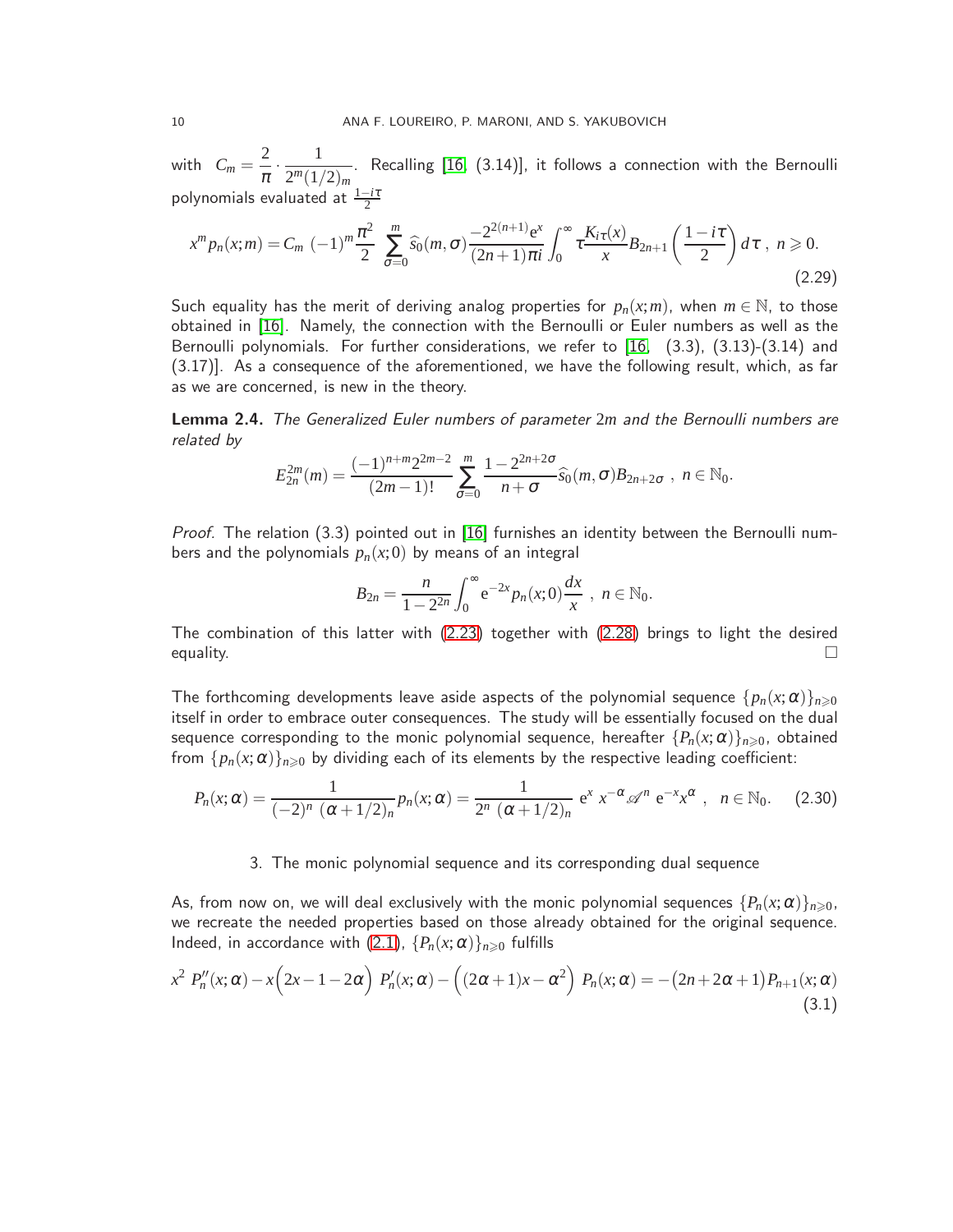with $C_m = \dfrac{2}{\pi}\cdot\dfrac{1}{2^m(1/2)_m}$. Recalling [16, (3.14)], it follows a connection with the Bernoulli polynomials evaluated at $\frac{1-i\tau}{2}$

$$x^m p_n(x;m) = C_m\ (-1)^m \frac{\pi^2}{2}\sum_{\sigma=0}^{m} \widehat{s}_0(m,\sigma)\frac{-2^{2(n+1)}\mathrm{e}^x}{(2n+1)\pi i}\int_0^\infty \tau\frac{K_{i\tau}(x)}{x}B_{2n+1}\left(\frac{1-i\tau}{2}\right)d\tau\ ,\ n\geqslant 0. \tag{2.29}$$

Such equality has the merit of deriving analog properties for $p_n(x;m)$, when $m\in\mathbb{N}$, to those obtained in [16]. Namely, the connection with the Bernoulli or Euler numbers as well as the Bernoulli polynomials. For further considerations, we refer to [16, (3.3), (3.13)-(3.14) and (3.17)]. As a consequence of the aforementioned, we have the following result, which, as far as we are concerned, is new in the theory.

**Lemma 2.4.** *The Generalized Euler numbers of parameter* $2m$ *and the Bernoulli numbers are related by*

$$E_{2n}^{2m}(m) = \frac{(-1)^{n+m}2^{2m-2}}{(2m-1)!}\sum_{\sigma=0}^{m}\frac{1-2^{2n+2\sigma}}{n+\sigma}\widehat{s}_0(m,\sigma)B_{2n+2\sigma}\ ,\ n\in\mathbb{N}_0.$$

*Proof.* The relation (3.3) pointed out in [16] furnishes an identity between the Bernoulli numbers and the polynomials $p_n(x;0)$ by means of an integral

$$B_{2n} = \frac{n}{1-2^{2n}}\int_0^\infty \mathrm{e}^{-2x}p_n(x;0)\frac{dx}{x}\ ,\ n\in\mathbb{N}_0.$$

The combination of this latter with (2.23) together with (2.28) brings to light the desired equality. $\square$

The forthcoming developments leave aside aspects of the polynomial sequence $\{p_n(x;\alpha)\}_{n\geqslant 0}$ itself in order to embrace outer consequences. The study will be essentially focused on the dual sequence corresponding to the monic polynomial sequence, hereafter $\{P_n(x;\alpha)\}_{n\geqslant 0}$, obtained from $\{p_n(x;\alpha)\}_{n\geqslant 0}$ by dividing each of its elements by the respective leading coefficient:

$$P_n(x;\alpha) = \frac{1}{(-2)^n\ (\alpha+1/2)_n}p_n(x;\alpha) = \frac{1}{2^n\ (\alpha+1/2)_n}\ \mathrm{e}^x\ x^{-\alpha}\mathscr{A}^n\ \mathrm{e}^{-x}x^{\alpha}\ ,\ \ n\in\mathbb{N}_0. \tag{2.30}$$

## 3. The monic polynomial sequence and its corresponding dual sequence

As, from now on, we will deal exclusively with the monic polynomial sequences $\{P_n(x;\alpha)\}_{n\geqslant 0}$, we recreate the needed properties based on those already obtained for the original sequence. Indeed, in accordance with (2.1), $\{P_n(x;\alpha)\}_{n\geqslant 0}$ fulfills

$$x^2\ P_n''(x;\alpha) - x\Big(2x-1-2\alpha\Big)\ P_n'(x;\alpha) - \Big((2\alpha+1)x-\alpha^2\Big)\ P_n(x;\alpha) = -\big(2n+2\alpha+1\big)P_{n+1}(x;\alpha) \tag{3.1}$$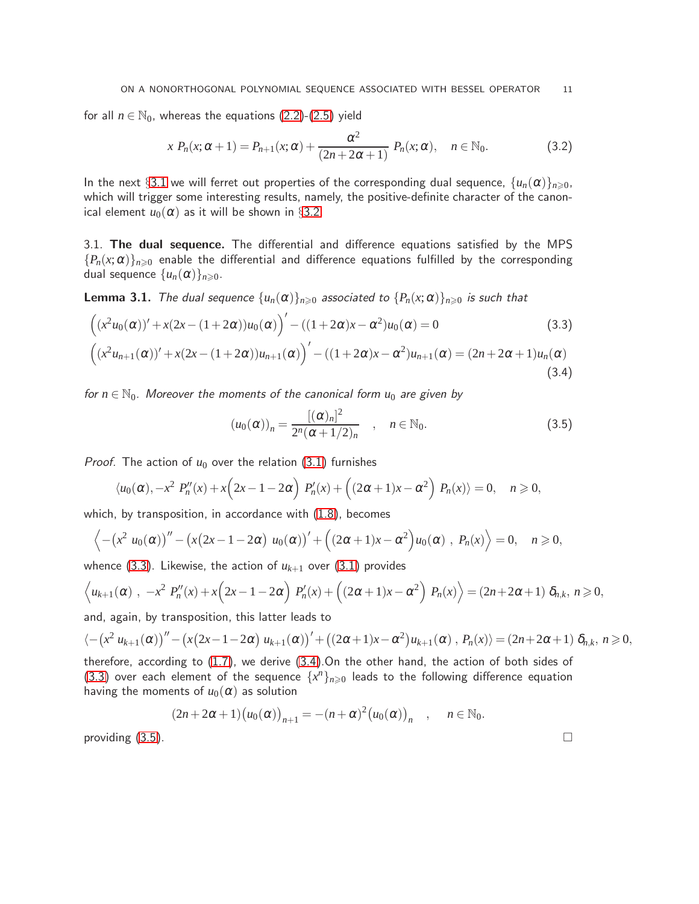for all $n \in \mathbb{N}_0$, whereas the equations (2.2)-(2.5) yield

$$x\ P_n(x;\alpha+1) = P_{n+1}(x;\alpha) + \frac{\alpha^2}{(2n+2\alpha+1)}\ P_n(x;\alpha), \quad n \in \mathbb{N}_0. \tag{3.2}$$

In the next §3.1 we will ferret out properties of the corresponding dual sequence, $\{u_n(\alpha)\}_{n\geqslant 0}$, which will trigger some interesting results, namely, the positive-definite character of the canonical element $u_0(\alpha)$ as it will be shown in §3.2.

3.1. **The dual sequence.** The differential and difference equations satisfied by the MPS $\{P_n(x;\alpha)\}_{n\geqslant 0}$ enable the differential and difference equations fulfilled by the corresponding dual sequence $\{u_n(\alpha)\}_{n\geqslant 0}$.

**Lemma 3.1.** *The dual sequence $\{u_n(\alpha)\}_{n\geqslant 0}$ associated to $\{P_n(x;\alpha)\}_{n\geqslant 0}$ is such that*

$$\Big((x^2u_0(\alpha))' + x(2x-(1+2\alpha))u_0(\alpha)\Big)' - ((1+2\alpha)x-\alpha^2)u_0(\alpha) = 0 \tag{3.3}$$

$$\Big((x^2u_{n+1}(\alpha))' + x(2x-(1+2\alpha))u_{n+1}(\alpha)\Big)' - ((1+2\alpha)x-\alpha^2)u_{n+1}(\alpha) = (2n+2\alpha+1)u_n(\alpha) \tag{3.4}$$

*for $n \in \mathbb{N}_0$. Moreover the moments of the canonical form $u_0$ are given by*

$$\big(u_0(\alpha)\big)_n = \frac{[(\alpha)_n]^2}{2^n(\alpha+1/2)_n} \quad , \quad n \in \mathbb{N}_0. \tag{3.5}$$

*Proof.* The action of $u_0$ over the relation (3.1) furnishes

$$\langle u_0(\alpha), -x^2\ P_n''(x) + x\Big(2x-1-2\alpha\Big)\ P_n'(x) + \Big((2\alpha+1)x-\alpha^2\Big)\ P_n(x)\rangle = 0, \quad n \geqslant 0,$$

which, by transposition, in accordance with (1.8), becomes

$$\Big\langle -\big(x^2\ u_0(\alpha)\big)'' - \big(x\big(2x-1-2\alpha\big)\ u_0(\alpha)\big)' + \Big((2\alpha+1)x-\alpha^2\Big)u_0(\alpha)\ ,\ P_n(x)\Big\rangle = 0, \quad n \geqslant 0,$$

whence (3.3). Likewise, the action of $u_{k+1}$ over (3.1) provides

$$\Big\langle u_{k+1}(\alpha)\ ,\ -x^2\ P_n''(x) + x\Big(2x-1-2\alpha\Big)\ P_n'(x) + \Big((2\alpha+1)x-\alpha^2\Big)\ P_n(x)\Big\rangle = (2n+2\alpha+1)\ \delta_{n,k},\ n \geqslant 0,$$

and, again, by transposition, this latter leads to

$$\langle -\big(x^2\ u_{k+1}(\alpha)\big)'' - \big(x\big(2x-1-2\alpha\big)\ u_{k+1}(\alpha)\big)' + \big((2\alpha+1)x-\alpha^2\big)u_{k+1}(\alpha)\ ,\ P_n(x)\rangle = (2n+2\alpha+1)\ \delta_{n,k},\ n \geqslant 0,$$

therefore, according to (1.7), we derive (3.4).On the other hand, the action of both sides of (3.3) over each element of the sequence $\{x^n\}_{n\geqslant 0}$ leads to the following difference equation having the moments of $u_0(\alpha)$ as solution

$$(2n+2\alpha+1)\big(u_0(\alpha)\big)_{n+1} = -(n+\alpha)^2\big(u_0(\alpha)\big)_n \quad , \quad n \in \mathbb{N}_0.$$

providing (3.5). □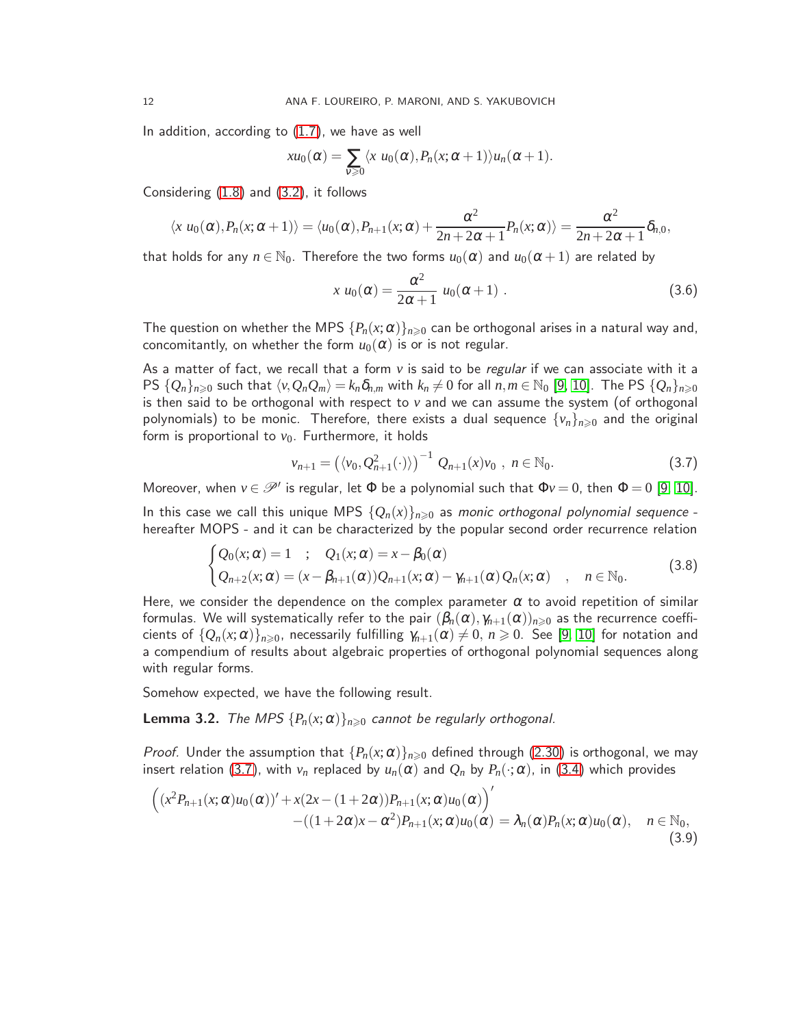In addition, according to (1.7), we have as well

$$xu_0(\alpha) = \sum_{\nu\geqslant 0} \langle x\; u_0(\alpha), P_n(x;\alpha+1)\rangle u_n(\alpha+1).$$

Considering (1.8) and (3.2), it follows

$$\langle x\; u_0(\alpha), P_n(x;\alpha+1)\rangle = \langle u_0(\alpha), P_{n+1}(x;\alpha) + \frac{\alpha^2}{2n+2\alpha+1} P_n(x;\alpha)\rangle = \frac{\alpha^2}{2n+2\alpha+1}\delta_{n,0},$$

that holds for any $n \in \mathbb{N}_0$. Therefore the two forms $u_0(\alpha)$ and $u_0(\alpha+1)$ are related by

$$x\; u_0(\alpha) = \frac{\alpha^2}{2\alpha+1}\; u_0(\alpha+1)\;. \tag{3.6}$$

The question on whether the MPS $\{P_n(x;\alpha)\}_{n\geqslant 0}$ can be orthogonal arises in a natural way and, concomitantly, on whether the form $u_0(\alpha)$ is or is not regular.

As a matter of fact, we recall that a form $v$ is said to be *regular* if we can associate with it a PS $\{Q_n\}_{n\geqslant 0}$ such that $\langle v, Q_n Q_m\rangle = k_n \delta_{n,m}$ with $k_n \neq 0$ for all $n,m \in \mathbb{N}_0$ [9, 10]. The PS $\{Q_n\}_{n\geqslant 0}$ is then said to be orthogonal with respect to $v$ and we can assume the system (of orthogonal polynomials) to be monic. Therefore, there exists a dual sequence $\{v_n\}_{n\geqslant 0}$ and the original form is proportional to $v_0$. Furthermore, it holds

$$v_{n+1} = \left(\langle v_0, Q_{n+1}^2(\cdot)\rangle\right)^{-1}\; Q_{n+1}(x) v_0\;,\; n \in \mathbb{N}_0. \tag{3.7}$$

Moreover, when $v \in \mathscr{P}'$ is regular, let $\Phi$ be a polynomial such that $\Phi v = 0$, then $\Phi = 0$ [9, 10].

In this case we call this unique MPS $\{Q_n(x)\}_{n\geqslant 0}$ as *monic orthogonal polynomial sequence* - hereafter MOPS - and it can be characterized by the popular second order recurrence relation

$$\begin{cases} Q_0(x;\alpha) = 1 \quad ; \quad Q_1(x;\alpha) = x - \beta_0(\alpha) \\ Q_{n+2}(x;\alpha) = (x - \beta_{n+1}(\alpha))Q_{n+1}(x;\alpha) - \gamma_{n+1}(\alpha)\, Q_n(x;\alpha) \quad , \quad n \in \mathbb{N}_0. \end{cases} \tag{3.8}$$

Here, we consider the dependence on the complex parameter $\alpha$ to avoid repetition of similar formulas. We will systematically refer to the pair $(\beta_n(\alpha), \gamma_{n+1}(\alpha))_{n\geqslant 0}$ as the recurrence coefficients of $\{Q_n(x;\alpha)\}_{n\geqslant 0}$, necessarily fulfilling $\gamma_{n+1}(\alpha) \neq 0$, $n \geqslant 0$. See [9, 10] for notation and a compendium of results about algebraic properties of orthogonal polynomial sequences along with regular forms.

Somehow expected, we have the following result.

**Lemma 3.2.** *The MPS $\{P_n(x;\alpha)\}_{n\geqslant 0}$ cannot be regularly orthogonal.*

*Proof.* Under the assumption that $\{P_n(x;\alpha)\}_{n\geqslant 0}$ defined through (2.30) is orthogonal, we may insert relation (3.7), with $v_n$ replaced by $u_n(\alpha)$ and $Q_n$ by $P_n(\cdot;\alpha)$, in (3.4) which provides

$$\Big((x^2 P_{n+1}(x;\alpha)u_0(\alpha))' + x(2x - (1+2\alpha))P_{n+1}(x;\alpha)u_0(\alpha)\Big)' \\ - ((1+2\alpha)x - \alpha^2)P_{n+1}(x;\alpha)u_0(\alpha) = \lambda_n(\alpha)P_n(x;\alpha)u_0(\alpha), \quad n \in \mathbb{N}_0, \tag{3.9}$$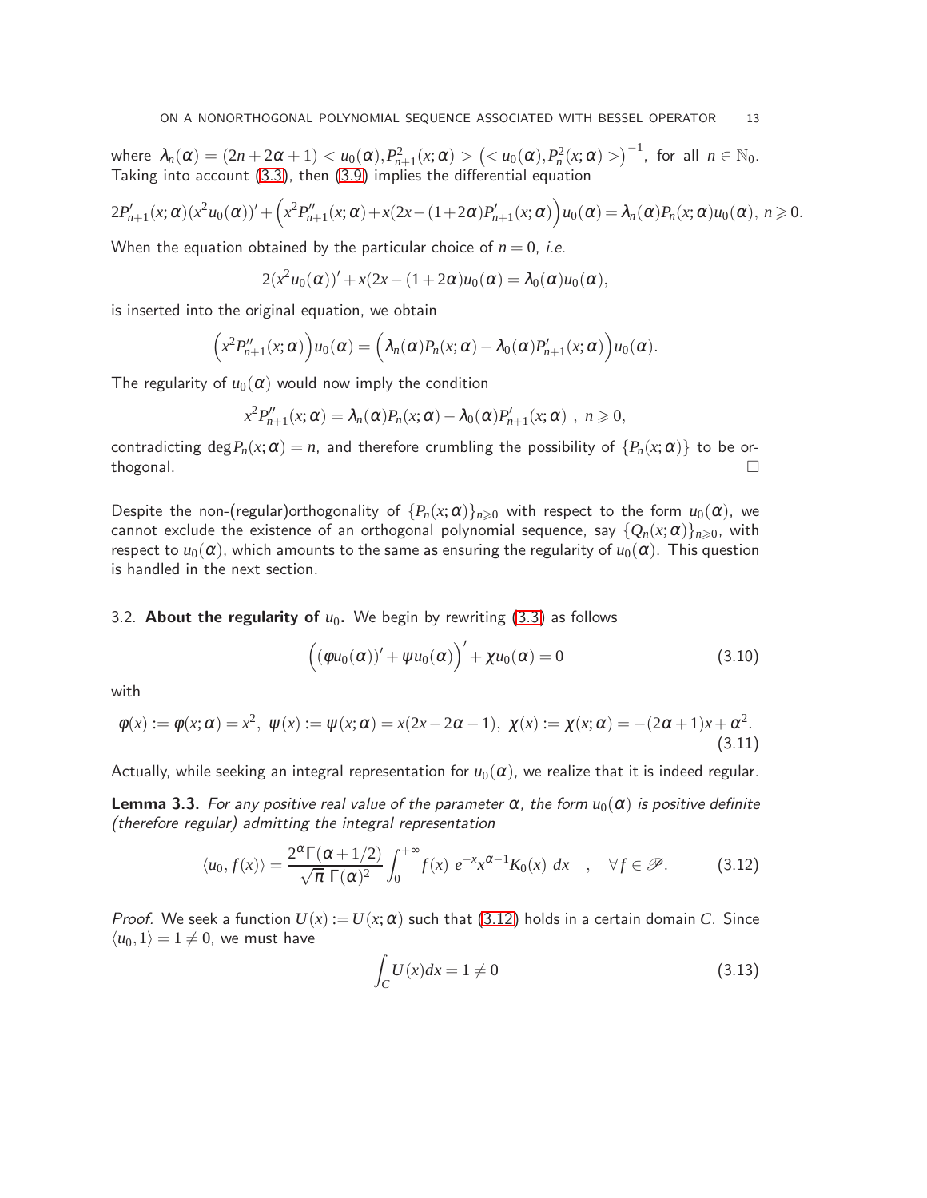where $\lambda_n(\alpha) = (2n+2\alpha+1) < u_0(\alpha), P^2_{n+1}(x;\alpha) > \left(< u_0(\alpha), P^2_n(x;\alpha) >\right)^{-1}$, for all $n \in \mathbb{N}_0$. Taking into account (3.3), then (3.9) implies the differential equation

$$2P'_{n+1}(x;\alpha)(x^2u_0(\alpha))' + \Big(x^2P''_{n+1}(x;\alpha) + x(2x-(1+2\alpha)P'_{n+1}(x;\alpha)\Big)u_0(\alpha) = \lambda_n(\alpha)P_n(x;\alpha)u_0(\alpha),\ n \geqslant 0.$$

When the equation obtained by the particular choice of $n = 0$, *i.e.*

$$2(x^2u_0(\alpha))' + x(2x-(1+2\alpha)u_0(\alpha) = \lambda_0(\alpha)u_0(\alpha),$$

is inserted into the original equation, we obtain

$$\Big(x^2P''_{n+1}(x;\alpha)\Big)u_0(\alpha) = \Big(\lambda_n(\alpha)P_n(x;\alpha) - \lambda_0(\alpha)P'_{n+1}(x;\alpha)\Big)u_0(\alpha).$$

The regularity of $u_0(\alpha)$ would now imply the condition

$$x^2P''_{n+1}(x;\alpha) = \lambda_n(\alpha)P_n(x;\alpha) - \lambda_0(\alpha)P'_{n+1}(x;\alpha)\ ,\ n \geqslant 0,$$

contradicting $\deg P_n(x;\alpha) = n$, and therefore crumbling the possibility of $\{P_n(x;\alpha)\}$ to be orthogonal. □

Despite the non-(regular)orthogonality of $\{P_n(x;\alpha)\}_{n\geqslant 0}$ with respect to the form $u_0(\alpha)$, we cannot exclude the existence of an orthogonal polynomial sequence, say $\{Q_n(x;\alpha)\}_{n\geqslant 0}$, with respect to $u_0(\alpha)$, which amounts to the same as ensuring the regularity of $u_0(\alpha)$. This question is handled in the next section.

3.2. **About the regularity of $u_0$.** We begin by rewriting (3.3) as follows

$$\Big((\phi u_0(\alpha))' + \psi u_0(\alpha)\Big)' + \chi u_0(\alpha) = 0 \tag{3.10}$$

with

$$\phi(x) := \phi(x;\alpha) = x^2,\ \psi(x) := \psi(x;\alpha) = x(2x-2\alpha-1),\ \chi(x) := \chi(x;\alpha) = -(2\alpha+1)x + \alpha^2. \tag{3.11}$$

Actually, while seeking an integral representation for $u_0(\alpha)$, we realize that it is indeed regular.

**Lemma 3.3.** *For any positive real value of the parameter $\alpha$, the form $u_0(\alpha)$ is positive definite (therefore regular) admitting the integral representation*

$$\langle u_0, f(x)\rangle = \frac{2^\alpha \Gamma(\alpha+1/2)}{\sqrt{\pi}\ \Gamma(\alpha)^2}\int_0^{+\infty} f(x)\ e^{-x}x^{\alpha-1}K_0(x)\ dx \quad , \quad \forall f \in \mathscr{P}. \tag{3.12}$$

*Proof.* We seek a function $U(x) := U(x;\alpha)$ such that (3.12) holds in a certain domain $C$. Since $\langle u_0, 1\rangle = 1 \neq 0$, we must have

$$\int_C U(x)dx = 1 \neq 0 \tag{3.13}$$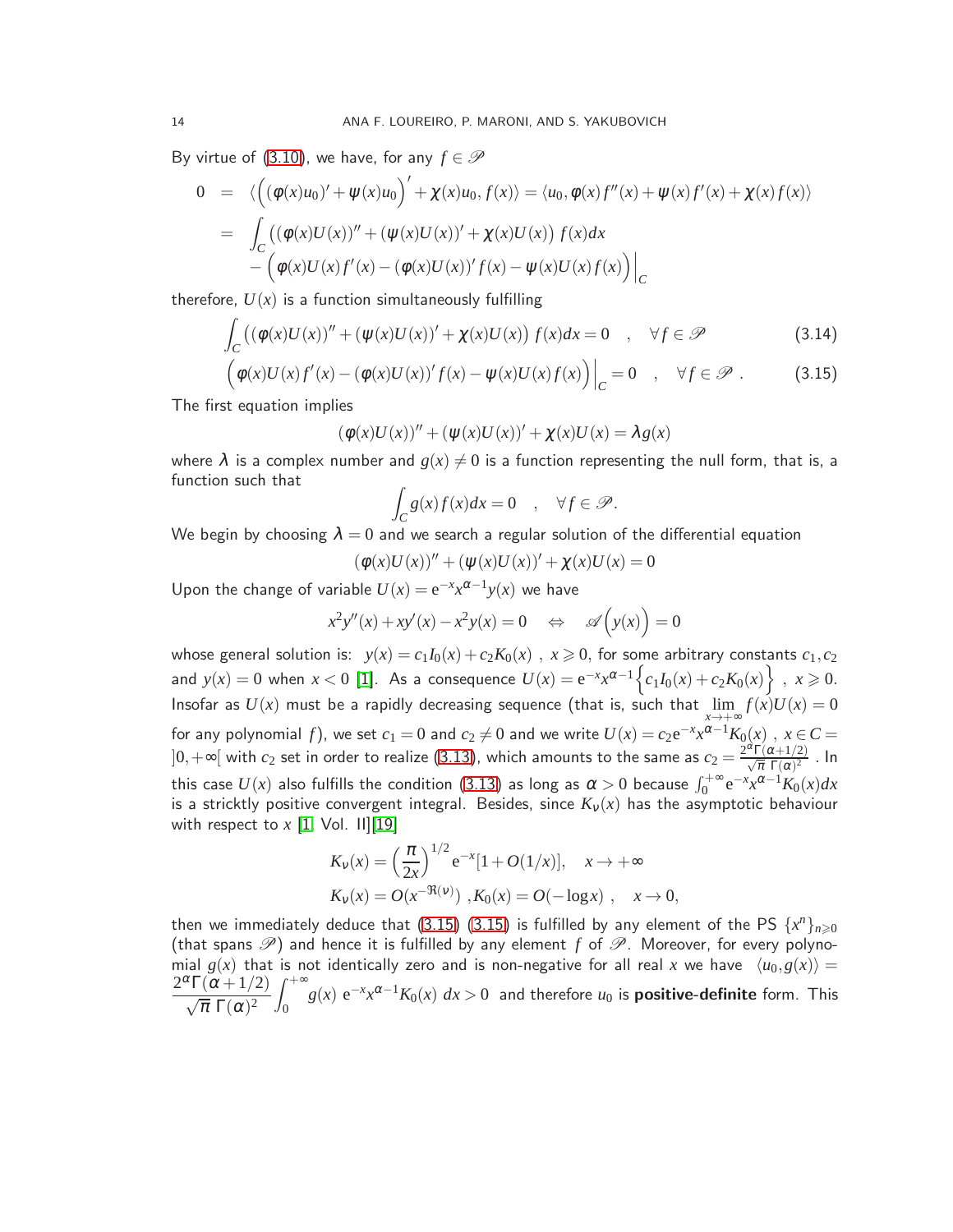By virtue of (3.10), we have, for any $f \in \mathscr{P}$

$$
\begin{aligned}
0 &= \langle \Big( (\phi(x)u_0)' + \psi(x)u_0 \Big)' + \chi(x)u_0, f(x) \rangle = \langle u_0, \phi(x)f''(x) + \psi(x)f'(x) + \chi(x)f(x) \rangle \\
&= \int_C \left( (\phi(x)U(x))'' + (\psi(x)U(x))' + \chi(x)U(x) \right) f(x)dx \\
&\quad - \Big( \phi(x)U(x)f'(x) - (\phi(x)U(x))'f(x) - \psi(x)U(x)f(x) \Big)\Big|_C
\end{aligned}
$$

therefore, $U(x)$ is a function simultaneously fulfilling

$$
\int_C \left( (\phi(x)U(x))'' + (\psi(x)U(x))' + \chi(x)U(x) \right) f(x)dx = 0 \quad , \quad \forall f \in \mathscr{P} \tag{3.14}
$$

$$
\Big( \phi(x)U(x)f'(x) - (\phi(x)U(x))'f(x) - \psi(x)U(x)f(x) \Big)\Big|_C = 0 \quad , \quad \forall f \in \mathscr{P} \, . \tag{3.15}
$$

The first equation implies

$$
(\phi(x)U(x))'' + (\psi(x)U(x))' + \chi(x)U(x) = \lambda g(x)
$$

where $\lambda$ is a complex number and $g(x) \neq 0$ is a function representing the null form, that is, a function such that

$$
\int_C g(x)f(x)dx = 0 \quad , \quad \forall f \in \mathscr{P}.
$$

We begin by choosing $\lambda = 0$ and we search a regular solution of the differential equation

$$
(\phi(x)U(x))'' + (\psi(x)U(x))' + \chi(x)U(x) = 0
$$

Upon the change of variable $U(x) = \mathrm{e}^{-x}x^{\alpha-1}y(x)$ we have

$$
x^2y''(x) + xy'(x) - x^2y(x) = 0 \quad \Leftrightarrow \quad \mathscr{A}\Big(y(x)\Big) = 0
$$

whose general solution is: $y(x) = c_1 I_0(x) + c_2 K_0(x)$ , $x \geqslant 0$, for some arbitrary constants $c_1, c_2$ and $y(x) = 0$ when $x < 0$ [1]. As a consequence $U(x) = \mathrm{e}^{-x}x^{\alpha-1}\Big\{ c_1 I_0(x) + c_2 K_0(x) \Big\}$ , $x \geqslant 0$. Insofar as $U(x)$ must be a rapidly decreasing sequence (that is, such that $\lim_{x \to +\infty} f(x)U(x) = 0$ for any polynomial $f$), we set $c_1 = 0$ and $c_2 \neq 0$ and we write $U(x) = c_2 \mathrm{e}^{-x}x^{\alpha-1}K_0(x)$ , $x \in C = ]0, +\infty[$ with $c_2$ set in order to realize (3.13), which amounts to the same as $c_2 = \frac{2^\alpha \Gamma(\alpha+1/2)}{\sqrt{\pi}\ \Gamma(\alpha)^2}$ . In this case $U(x)$ also fulfills the condition (3.13) as long as $\alpha > 0$ because $\int_0^{+\infty} \mathrm{e}^{-x}x^{\alpha-1}K_0(x)dx$ is a strickly positive convergent integral. Besides, since $K_\nu(x)$ has the asymptotic behaviour with respect to $x$ [1, Vol. II][19]

$$
\begin{aligned}
&K_\nu(x) = \left(\frac{\pi}{2x}\right)^{1/2} \mathrm{e}^{-x}[1 + O(1/x)], \quad x \to +\infty \\
&K_\nu(x) = O(x^{-\Re(\nu)}) \ , K_0(x) = O(-\log x) \ , \quad x \to 0,
\end{aligned}
$$

then we immediately deduce that (3.15) (3.15) is fulfilled by any element of the PS $\{x^n\}_{n \geqslant 0}$ (that spans $\mathscr{P}$) and hence it is fulfilled by any element $f$ of $\mathscr{P}$. Moreover, for every polynomial $g(x)$ that is not identically zero and is non-negative for all real $x$ we have $\langle u_0, g(x) \rangle = \dfrac{2^\alpha \Gamma(\alpha+1/2)}{\sqrt{\pi}\ \Gamma(\alpha)^2} \displaystyle\int_0^{+\infty} g(x)\ \mathrm{e}^{-x}x^{\alpha-1}K_0(x)\ dx > 0$ and therefore $u_0$ is **positive-definite** form. This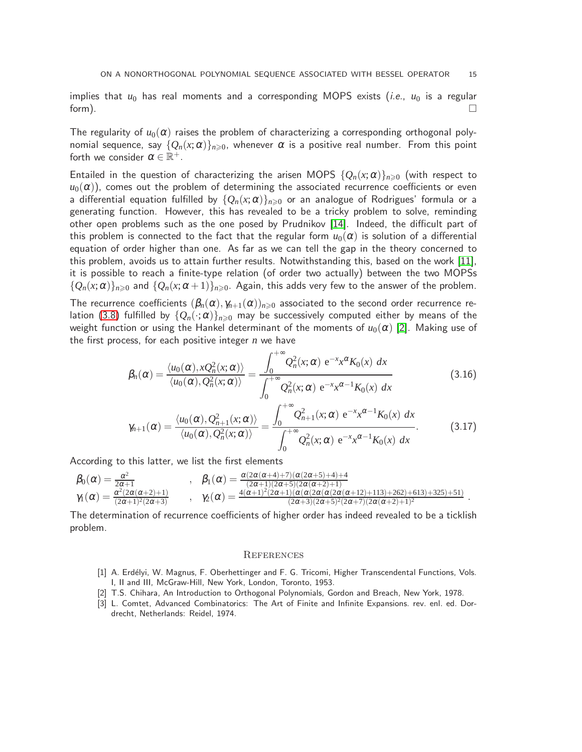implies that $u_0$ has real moments and a corresponding MOPS exists (*i.e.*, $u_0$ is a regular form). □

The regularity of $u_0(\alpha)$ raises the problem of characterizing a corresponding orthogonal polynomial sequence, say $\{Q_n(x;\alpha)\}_{n\geqslant 0}$, whenever $\alpha$ is a positive real number. From this point forth we consider $\alpha \in \mathbb{R}^+$.

Entailed in the question of characterizing the arisen MOPS $\{Q_n(x;\alpha)\}_{n\geqslant 0}$ (with respect to $u_0(\alpha)$), comes out the problem of determining the associated recurrence coefficients or even a differential equation fulfilled by $\{Q_n(x;\alpha)\}_{n\geqslant 0}$ or an analogue of Rodrigues' formula or a generating function. However, this has revealed to be a tricky problem to solve, reminding other open problems such as the one posed by Prudnikov [14]. Indeed, the difficult part of this problem is connected to the fact that the regular form $u_0(\alpha)$ is solution of a differential equation of order higher than one. As far as we can tell the gap in the theory concerned to this problem, avoids us to attain further results. Notwithstanding this, based on the work [11], it is possible to reach a finite-type relation (of order two actually) between the two MOPSs $\{Q_n(x;\alpha)\}_{n\geqslant 0}$ and $\{Q_n(x;\alpha+1)\}_{n\geqslant 0}$. Again, this adds very few to the answer of the problem.

The recurrence coefficients $(\beta_n(\alpha), \gamma_{n+1}(\alpha))_{n\geqslant 0}$ associated to the second order recurrence relation (3.8) fulfilled by $\{Q_n(\cdot;\alpha)\}_{n\geqslant 0}$ may be successively computed either by means of the weight function or using the Hankel determinant of the moments of $u_0(\alpha)$ [2]. Making use of the first process, for each positive integer $n$ we have

$$\beta_n(\alpha) = \frac{\langle u_0(\alpha), xQ_n^2(x;\alpha)\rangle}{\langle u_0(\alpha), Q_n^2(x;\alpha)\rangle} = \frac{\displaystyle\int_0^{+\infty} Q_n^2(x;\alpha)\ \mathrm{e}^{-x}x^{\alpha}K_0(x)\ dx}{\displaystyle\int_0^{+\infty} Q_n^2(x;\alpha)\ \mathrm{e}^{-x}x^{\alpha-1}K_0(x)\ dx} \tag{3.16}$$

$$\gamma_{n+1}(\alpha) = \frac{\langle u_0(\alpha), Q_{n+1}^2(x;\alpha)\rangle}{\langle u_0(\alpha), Q_n^2(x;\alpha)\rangle} = \frac{\displaystyle\int_0^{+\infty} Q_{n+1}^2(x;\alpha)\ \mathrm{e}^{-x}x^{\alpha-1}K_0(x)\ dx}{\displaystyle\int_0^{+\infty} Q_n^2(x;\alpha)\ \mathrm{e}^{-x}x^{\alpha-1}K_0(x)\ dx}. \tag{3.17}$$

According to this latter, we list the first elements

$$\beta_0(\alpha) = \frac{\alpha^2}{2\alpha+1} \quad , \quad \beta_1(\alpha) = \frac{\alpha(2\alpha(\alpha+4)+7)(\alpha(2\alpha+5)+4)+4}{(2\alpha+1)(2\alpha+5)(2\alpha(\alpha+2)+1)}$$

$$\gamma_1(\alpha) = \frac{\alpha^2(2\alpha(\alpha+2)+1)}{(2\alpha+1)^2(2\alpha+3)} \quad , \quad \gamma_2(\alpha) = \frac{4(\alpha+1)^2(2\alpha+1)(\alpha(\alpha(2\alpha(\alpha(2\alpha(\alpha+12)+113)+262)+613)+325)+51)}{(2\alpha+3)(2\alpha+5)^2(2\alpha+7)(2\alpha(\alpha+2)+1)^2}\ .$$

The determination of recurrence coefficients of higher order has indeed revealed to be a ticklish problem.

## References

[1] A. Erdélyi, W. Magnus, F. Oberhettinger and F. G. Tricomi, Higher Transcendental Functions, Vols. I, II and III, McGraw-Hill, New York, London, Toronto, 1953.

[2] T.S. Chihara, An Introduction to Orthogonal Polynomials, Gordon and Breach, New York, 1978.

[3] L. Comtet, Advanced Combinatorics: The Art of Finite and Infinite Expansions. rev. enl. ed. Dordrecht, Netherlands: Reidel, 1974.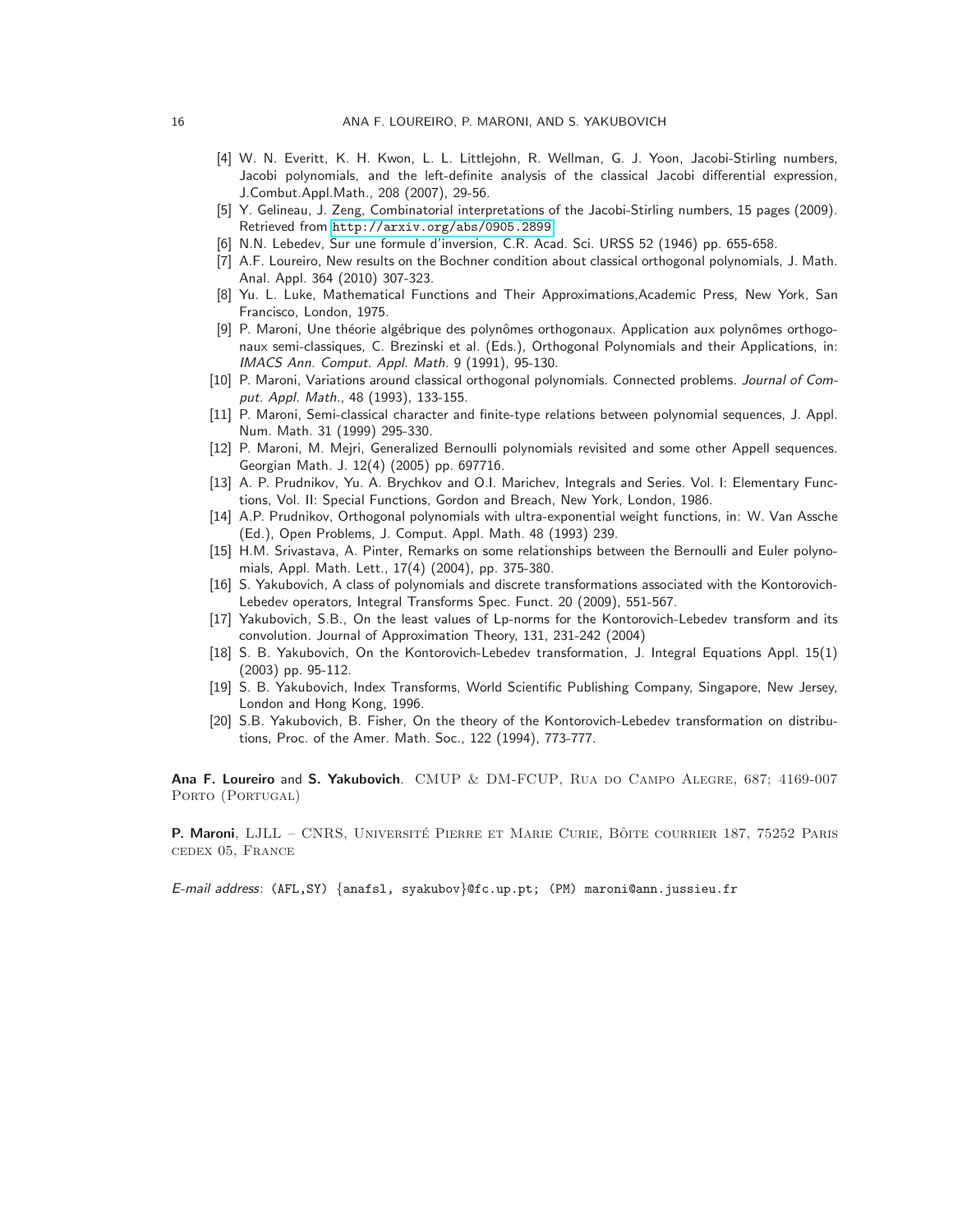[4] W. N. Everitt, K. H. Kwon, L. L. Littlejohn, R. Wellman, G. J. Yoon, Jacobi-Stirling numbers, Jacobi polynomials, and the left-definite analysis of the classical Jacobi differential expression, J.Combut.Appl.Math., 208 (2007), 29-56.

[5] Y. Gelineau, J. Zeng, Combinatorial interpretations of the Jacobi-Stirling numbers, 15 pages (2009). Retrieved from http://arxiv.org/abs/0905.2899

[6] N.N. Lebedev, Sur une formule d'inversion, C.R. Acad. Sci. URSS 52 (1946) pp. 655-658.

[7] A.F. Loureiro, New results on the Bochner condition about classical orthogonal polynomials, J. Math. Anal. Appl. 364 (2010) 307-323.

[8] Yu. L. Luke, Mathematical Functions and Their Approximations,Academic Press, New York, San Francisco, London, 1975.

[9] P. Maroni, Une théorie algébrique des polynômes orthogonaux. Application aux polynômes orthogonaux semi-classiques, C. Brezinski et al. (Eds.), Orthogonal Polynomials and their Applications, in: *IMACS Ann. Comput. Appl. Math.* 9 (1991), 95-130.

[10] P. Maroni, Variations around classical orthogonal polynomials. Connected problems. *Journal of Comput. Appl. Math.*, 48 (1993), 133-155.

[11] P. Maroni, Semi-classical character and finite-type relations between polynomial sequences, J. Appl. Num. Math. 31 (1999) 295-330.

[12] P. Maroni, M. Mejri, Generalized Bernoulli polynomials revisited and some other Appell sequences. Georgian Math. J. 12(4) (2005) pp. 697716.

[13] A. P. Prudnikov, Yu. A. Brychkov and O.I. Marichev, Integrals and Series. Vol. I: Elementary Functions, Vol. II: Special Functions, Gordon and Breach, New York, London, 1986.

[14] A.P. Prudnikov, Orthogonal polynomials with ultra-exponential weight functions, in: W. Van Assche (Ed.), Open Problems, J. Comput. Appl. Math. 48 (1993) 239.

[15] H.M. Srivastava, A. Pinter, Remarks on some relationships between the Bernoulli and Euler polynomials, Appl. Math. Lett., 17(4) (2004), pp. 375-380.

[16] S. Yakubovich, A class of polynomials and discrete transformations associated with the Kontorovich-Lebedev operators, Integral Transforms Spec. Funct. 20 (2009), 551-567.

[17] Yakubovich, S.B., On the least values of Lp-norms for the Kontorovich-Lebedev transform and its convolution. Journal of Approximation Theory, 131, 231-242 (2004)

[18] S. B. Yakubovich, On the Kontorovich-Lebedev transformation, J. Integral Equations Appl. 15(1) (2003) pp. 95-112.

[19] S. B. Yakubovich, Index Transforms, World Scientific Publishing Company, Singapore, New Jersey, London and Hong Kong, 1996.

[20] S.B. Yakubovich, B. Fisher, On the theory of the Kontorovich-Lebedev transformation on distributions, Proc. of the Amer. Math. Soc., 122 (1994), 773-777.

**Ana F. Loureiro** and **S. Yakubovich**. CMUP & DM-FCUP, Rua do Campo Alegre, 687; 4169-007 Porto (Portugal)

**P. Maroni**, LJLL – CNRS, Université Pierre et Marie Curie, Bôite courrier 187, 75252 Paris cedex 05, France

*E-mail address*: (AFL,SY) {anafsl, syakubov}@fc.up.pt; (PM) maroni@ann.jussieu.fr